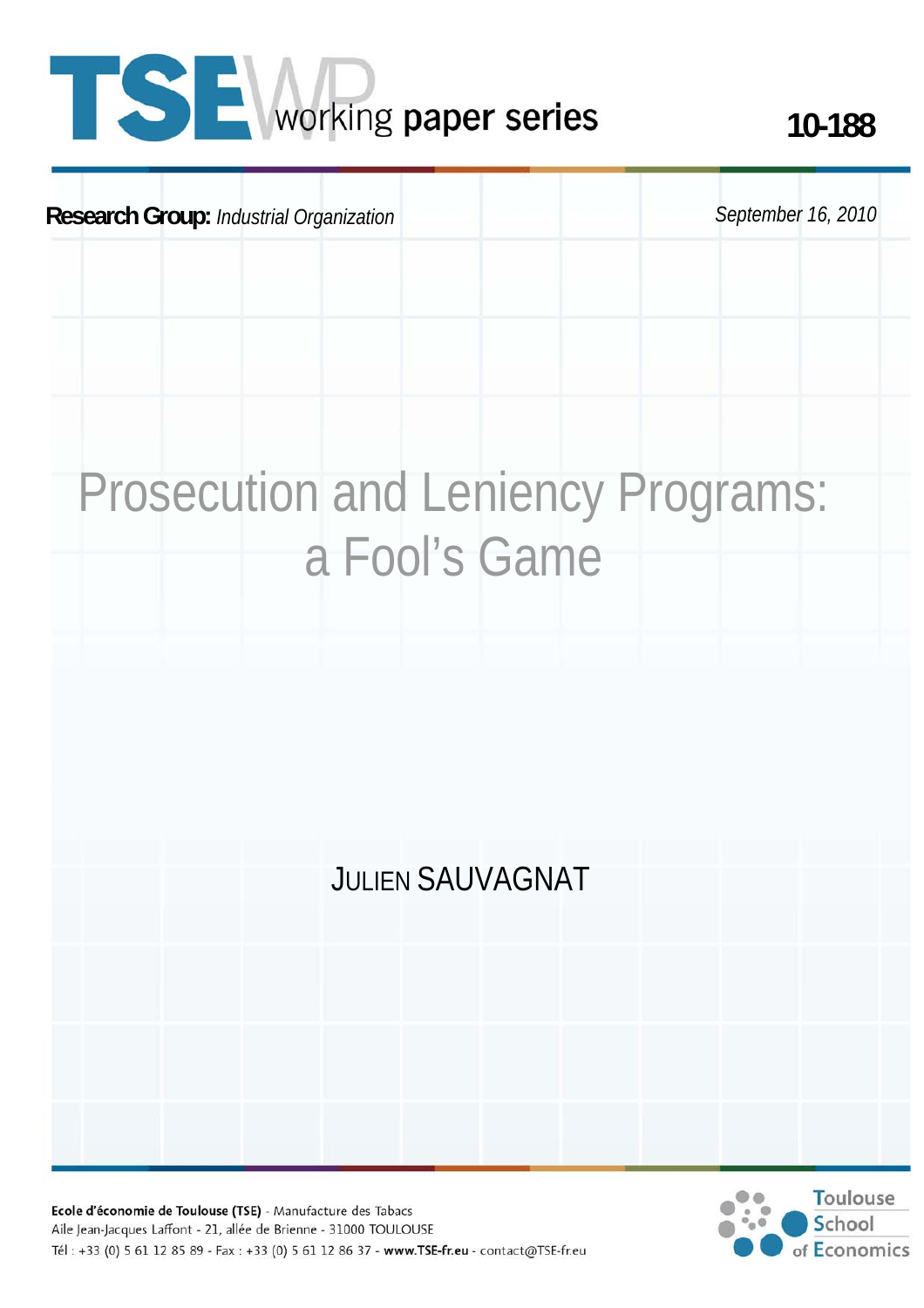# TSE working paper series

10-188

**Research Group:** *Industrial Organization*

*September 16, 2010*

# Prosecution and Leniency Programs: a Fool's Game

JULIEN SAUVAGNAT

**Ecole d'économie de Toulouse (TSE)** - Manufacture des Tabacs
Aile Jean-Jacques Laffont - 21, allée de Brienne - 31000 TOULOUSE
Tél : +33 (0) 5 61 12 85 89 - Fax : +33 (0) 5 61 12 86 37 - **www.TSE-fr.eu** - contact@TSE-fr.eu

Toulouse School of Economics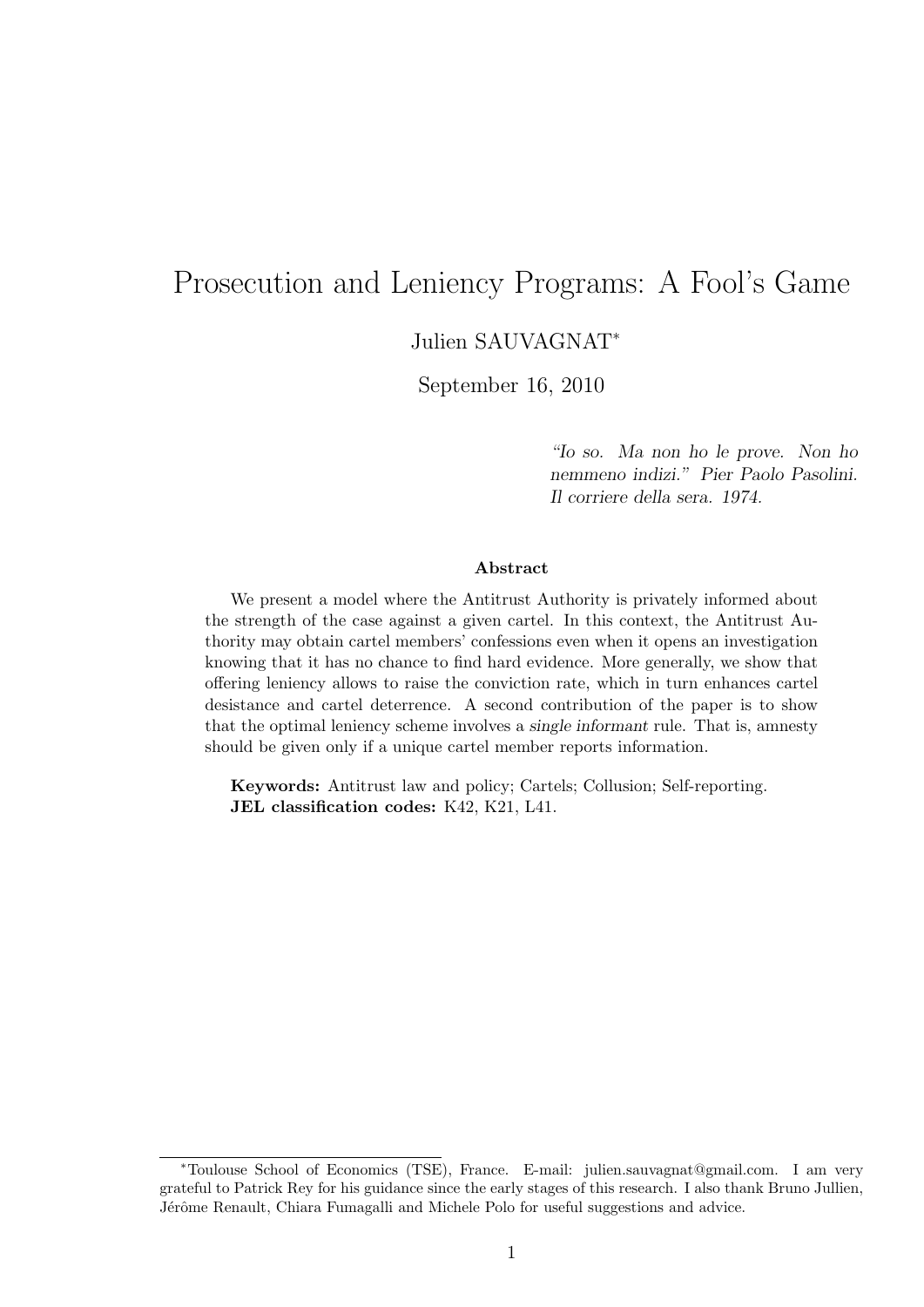# Prosecution and Leniency Programs: A Fool's Game

Julien SAUVAGNAT*

September 16, 2010

> *"Io so. Ma non ho le prove. Non ho nemmeno indizi." Pier Paolo Pasolini. Il corriere della sera. 1974.*

### Abstract

We present a model where the Antitrust Authority is privately informed about the strength of the case against a given cartel. In this context, the Antitrust Authority may obtain cartel members' confessions even when it opens an investigation knowing that it has no chance to find hard evidence. More generally, we show that offering leniency allows to raise the conviction rate, which in turn enhances cartel desistance and cartel deterrence. A second contribution of the paper is to show that the optimal leniency scheme involves a *single informant* rule. That is, amnesty should be given only if a unique cartel member reports information.

**Keywords:** Antitrust law and policy; Cartels; Collusion; Self-reporting.
**JEL classification codes:** K42, K21, L41.

---

*Toulouse School of Economics (TSE), France. E-mail: julien.sauvagnat@gmail.com. I am very grateful to Patrick Rey for his guidance since the early stages of this research. I also thank Bruno Jullien, Jérôme Renault, Chiara Fumagalli and Michele Polo for useful suggestions and advice.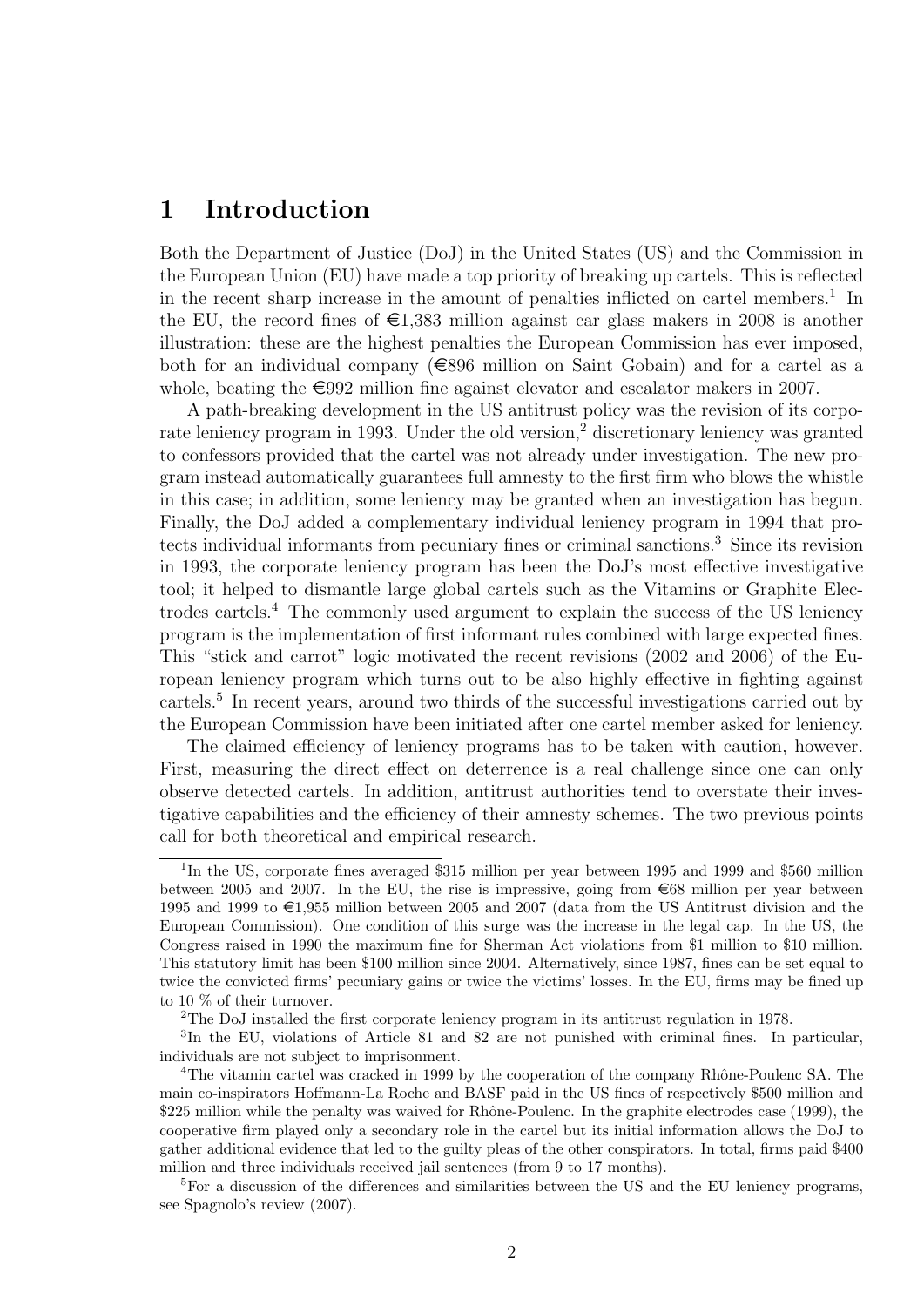# 1 Introduction

Both the Department of Justice (DoJ) in the United States (US) and the Commission in the European Union (EU) have made a top priority of breaking up cartels. This is reflected in the recent sharp increase in the amount of penalties inflicted on cartel members.[1] In the EU, the record fines of €1,383 million against car glass makers in 2008 is another illustration: these are the highest penalties the European Commission has ever imposed, both for an individual company (€896 million on Saint Gobain) and for a cartel as a whole, beating the €992 million fine against elevator and escalator makers in 2007.

A path-breaking development in the US antitrust policy was the revision of its corporate leniency program in 1993. Under the old version,[2] discretionary leniency was granted to confessors provided that the cartel was not already under investigation. The new program instead automatically guarantees full amnesty to the first firm who blows the whistle in this case; in addition, some leniency may be granted when an investigation has begun. Finally, the DoJ added a complementary individual leniency program in 1994 that protects individual informants from pecuniary fines or criminal sanctions.[3] Since its revision in 1993, the corporate leniency program has been the DoJ's most effective investigative tool; it helped to dismantle large global cartels such as the Vitamins or Graphite Electrodes cartels.[4] The commonly used argument to explain the success of the US leniency program is the implementation of first informant rules combined with large expected fines. This "stick and carrot" logic motivated the recent revisions (2002 and 2006) of the European leniency program which turns out to be also highly effective in fighting against cartels.[5] In recent years, around two thirds of the successful investigations carried out by the European Commission have been initiated after one cartel member asked for leniency.

The claimed efficiency of leniency programs has to be taken with caution, however. First, measuring the direct effect on deterrence is a real challenge since one can only observe detected cartels. In addition, antitrust authorities tend to overstate their investigative capabilities and the efficiency of their amnesty schemes. The two previous points call for both theoretical and empirical research.

---

[1] In the US, corporate fines averaged $315 million per year between 1995 and 1999 and $560 million between 2005 and 2007. In the EU, the rise is impressive, going from €68 million per year between 1995 and 1999 to €1,955 million between 2005 and 2007 (data from the US Antitrust division and the European Commission). One condition of this surge was the increase in the legal cap. In the US, the Congress raised in 1990 the maximum fine for Sherman Act violations from $1 million to $10 million. This statutory limit has been $100 million since 2004. Alternatively, since 1987, fines can be set equal to twice the convicted firms' pecuniary gains or twice the victims' losses. In the EU, firms may be fined up to 10 % of their turnover.

[2] The DoJ installed the first corporate leniency program in its antitrust regulation in 1978.

[3] In the EU, violations of Article 81 and 82 are not punished with criminal fines. In particular, individuals are not subject to imprisonment.

[4] The vitamin cartel was cracked in 1999 by the cooperation of the company Rhône-Poulenc SA. The main co-inspirators Hoffmann-La Roche and BASF paid in the US fines of respectively $500 million and $225 million while the penalty was waived for Rhône-Poulenc. In the graphite electrodes case (1999), the cooperative firm played only a secondary role in the cartel but its initial information allows the DoJ to gather additional evidence that led to the guilty pleas of the other conspirators. In total, firms paid $400 million and three individuals received jail sentences (from 9 to 17 months).

[5] For a discussion of the differences and similarities between the US and the EU leniency programs, see Spagnolo's review (2007).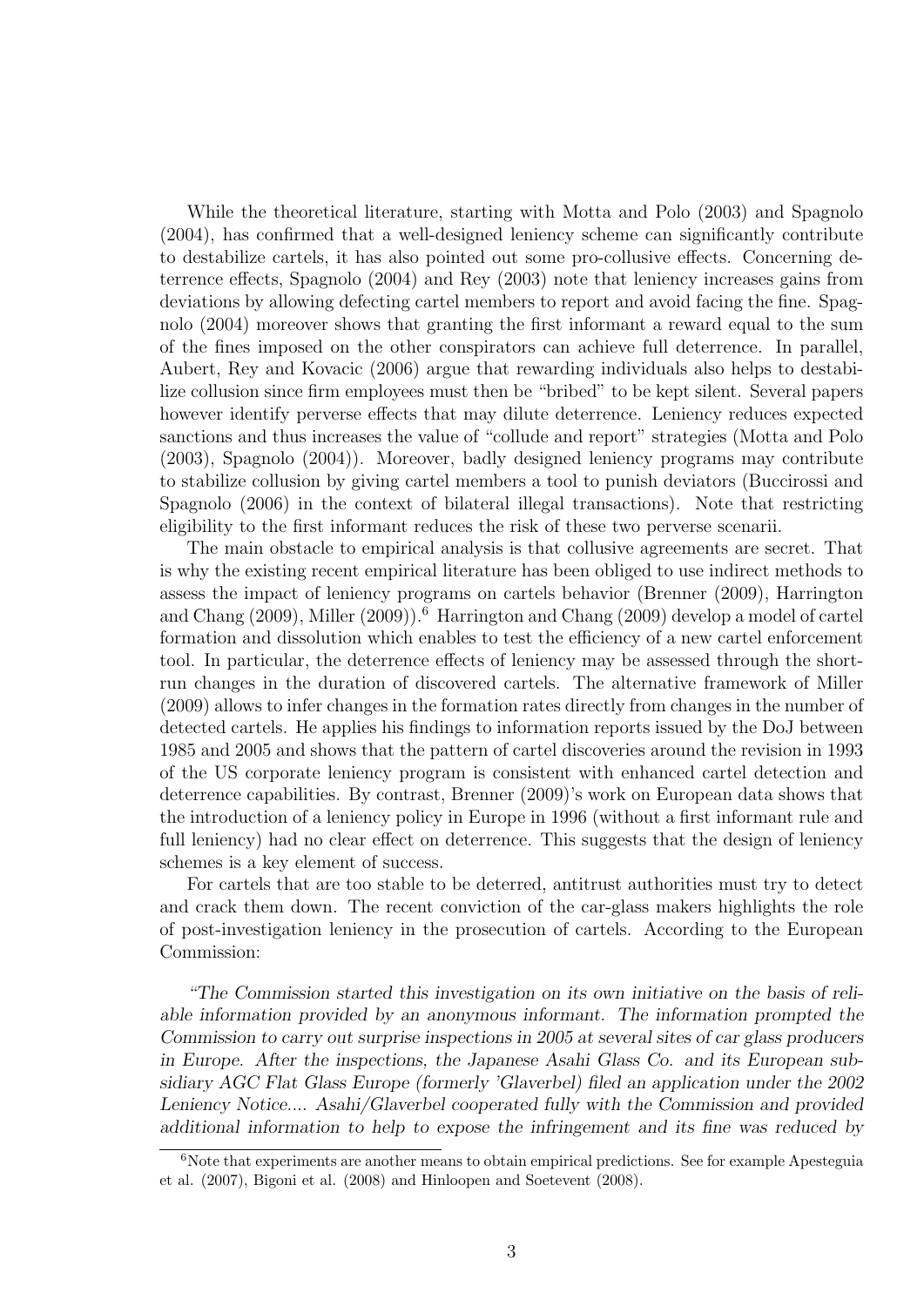While the theoretical literature, starting with Motta and Polo (2003) and Spagnolo (2004), has confirmed that a well-designed leniency scheme can significantly contribute to destabilize cartels, it has also pointed out some pro-collusive effects. Concerning deterrence effects, Spagnolo (2004) and Rey (2003) note that leniency increases gains from deviations by allowing defecting cartel members to report and avoid facing the fine. Spagnolo (2004) moreover shows that granting the first informant a reward equal to the sum of the fines imposed on the other conspirators can achieve full deterrence. In parallel, Aubert, Rey and Kovacic (2006) argue that rewarding individuals also helps to destabilize collusion since firm employees must then be "bribed" to be kept silent. Several papers however identify perverse effects that may dilute deterrence. Leniency reduces expected sanctions and thus increases the value of "collude and report" strategies (Motta and Polo (2003), Spagnolo (2004)). Moreover, badly designed leniency programs may contribute to stabilize collusion by giving cartel members a tool to punish deviators (Buccirossi and Spagnolo (2006) in the context of bilateral illegal transactions). Note that restricting eligibility to the first informant reduces the risk of these two perverse scenarii.

The main obstacle to empirical analysis is that collusive agreements are secret. That is why the existing recent empirical literature has been obliged to use indirect methods to assess the impact of leniency programs on cartels behavior (Brenner (2009), Harrington and Chang (2009), Miller (2009)).[6] Harrington and Chang (2009) develop a model of cartel formation and dissolution which enables to test the efficiency of a new cartel enforcement tool. In particular, the deterrence effects of leniency may be assessed through the short-run changes in the duration of discovered cartels. The alternative framework of Miller (2009) allows to infer changes in the formation rates directly from changes in the number of detected cartels. He applies his findings to information reports issued by the DoJ between 1985 and 2005 and shows that the pattern of cartel discoveries around the revision in 1993 of the US corporate leniency program is consistent with enhanced cartel detection and deterrence capabilities. By contrast, Brenner (2009)'s work on European data shows that the introduction of a leniency policy in Europe in 1996 (without a first informant rule and full leniency) had no clear effect on deterrence. This suggests that the design of leniency schemes is a key element of success.

For cartels that are too stable to be deterred, antitrust authorities must try to detect and crack them down. The recent conviction of the car-glass makers highlights the role of post-investigation leniency in the prosecution of cartels. According to the European Commission:

*"The Commission started this investigation on its own initiative on the basis of reliable information provided by an anonymous informant. The information prompted the Commission to carry out surprise inspections in 2005 at several sites of car glass producers in Europe. After the inspections, the Japanese Asahi Glass Co. and its European subsidiary AGC Flat Glass Europe (formerly 'Glaverbel) filed an application under the 2002 Leniency Notice.... Asahi/Glaverbel cooperated fully with the Commission and provided additional information to help to expose the infringement and its fine was reduced by*

[6] Note that experiments are another means to obtain empirical predictions. See for example Apesteguia et al. (2007), Bigoni et al. (2008) and Hinloopen and Soetevent (2008).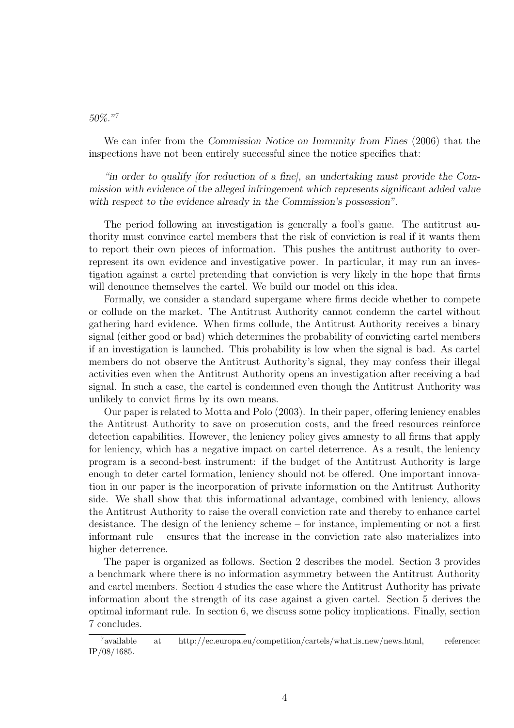*50%."*[7]

We can infer from the *Commission Notice on Immunity from Fines* (2006) that the inspections have not been entirely successful since the notice specifies that:

*"in order to qualify [for reduction of a fine], an undertaking must provide the Commission with evidence of the alleged infringement which represents significant added value with respect to the evidence already in the Commission's possession"*.

The period following an investigation is generally a fool's game. The antitrust authority must convince cartel members that the risk of conviction is real if it wants them to report their own pieces of information. This pushes the antitrust authority to over-represent its own evidence and investigative power. In particular, it may run an investigation against a cartel pretending that conviction is very likely in the hope that firms will denounce themselves the cartel. We build our model on this idea.

Formally, we consider a standard supergame where firms decide whether to compete or collude on the market. The Antitrust Authority cannot condemn the cartel without gathering hard evidence. When firms collude, the Antitrust Authority receives a binary signal (either good or bad) which determines the probability of convicting cartel members if an investigation is launched. This probability is low when the signal is bad. As cartel members do not observe the Antitrust Authority's signal, they may confess their illegal activities even when the Antitrust Authority opens an investigation after receiving a bad signal. In such a case, the cartel is condemned even though the Antitrust Authority was unlikely to convict firms by its own means.

Our paper is related to Motta and Polo (2003). In their paper, offering leniency enables the Antitrust Authority to save on prosecution costs, and the freed resources reinforce detection capabilities. However, the leniency policy gives amnesty to all firms that apply for leniency, which has a negative impact on cartel deterrence. As a result, the leniency program is a second-best instrument: if the budget of the Antitrust Authority is large enough to deter cartel formation, leniency should not be offered. One important innovation in our paper is the incorporation of private information on the Antitrust Authority side. We shall show that this informational advantage, combined with leniency, allows the Antitrust Authority to raise the overall conviction rate and thereby to enhance cartel desistance. The design of the leniency scheme – for instance, implementing or not a first informant rule – ensures that the increase in the conviction rate also materializes into higher deterrence.

The paper is organized as follows. Section 2 describes the model. Section 3 provides a benchmark where there is no information asymmetry between the Antitrust Authority and cartel members. Section 4 studies the case where the Antitrust Authority has private information about the strength of its case against a given cartel. Section 5 derives the optimal informant rule. In section 6, we discuss some policy implications. Finally, section 7 concludes.

[7] available at http://ec.europa.eu/competition/cartels/what_is_new/news.html, reference: IP/08/1685.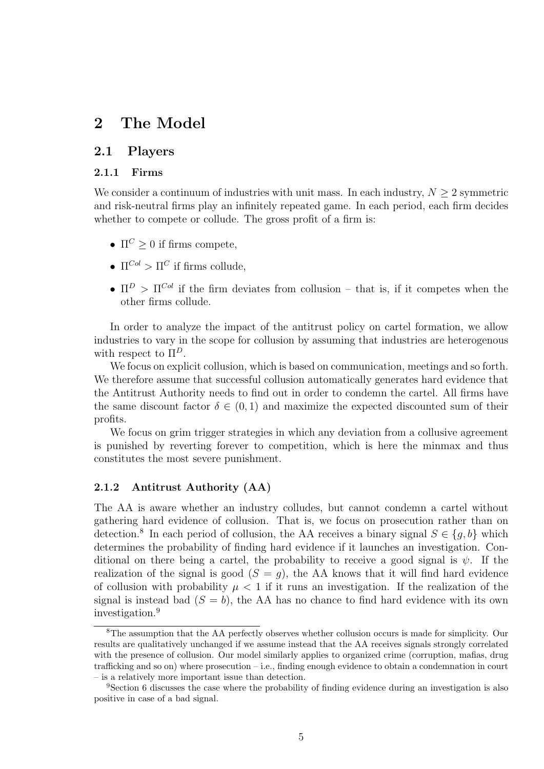# 2 The Model

## 2.1 Players

### 2.1.1 Firms

We consider a continuum of industries with unit mass. In each industry, $N \geq 2$ symmetric and risk-neutral firms play an infinitely repeated game. In each period, each firm decides whether to compete or collude. The gross profit of a firm is:

- $\Pi^C \geq 0$ if firms compete,
- $\Pi^{Col} > \Pi^C$ if firms collude,
- $\Pi^D > \Pi^{Col}$ if the firm deviates from collusion – that is, if it competes when the other firms collude.

In order to analyze the impact of the antitrust policy on cartel formation, we allow industries to vary in the scope for collusion by assuming that industries are heterogenous with respect to $\Pi^D$.

We focus on explicit collusion, which is based on communication, meetings and so forth. We therefore assume that successful collusion automatically generates hard evidence that the Antitrust Authority needs to find out in order to condemn the cartel. All firms have the same discount factor $\delta \in (0, 1)$ and maximize the expected discounted sum of their profits.

We focus on grim trigger strategies in which any deviation from a collusive agreement is punished by reverting forever to competition, which is here the minmax and thus constitutes the most severe punishment.

### 2.1.2 Antitrust Authority (AA)

The AA is aware whether an industry colludes, but cannot condemn a cartel without gathering hard evidence of collusion. That is, we focus on prosecution rather than on detection.[8] In each period of collusion, the AA receives a binary signal $S \in \{g, b\}$ which determines the probability of finding hard evidence if it launches an investigation. Conditional on there being a cartel, the probability to receive a good signal is $\psi$. If the realization of the signal is good ($S = g$), the AA knows that it will find hard evidence of collusion with probability $\mu < 1$ if it runs an investigation. If the realization of the signal is instead bad ($S = b$), the AA has no chance to find hard evidence with its own investigation.[9]

[8] The assumption that the AA perfectly observes whether collusion occurs is made for simplicity. Our results are qualitatively unchanged if we assume instead that the AA receives signals strongly correlated with the presence of collusion. Our model similarly applies to organized crime (corruption, mafias, drug trafficking and so on) where prosecution – i.e., finding enough evidence to obtain a condemnation in court – is a relatively more important issue than detection.

[9] Section 6 discusses the case where the probability of finding evidence during an investigation is also positive in case of a bad signal.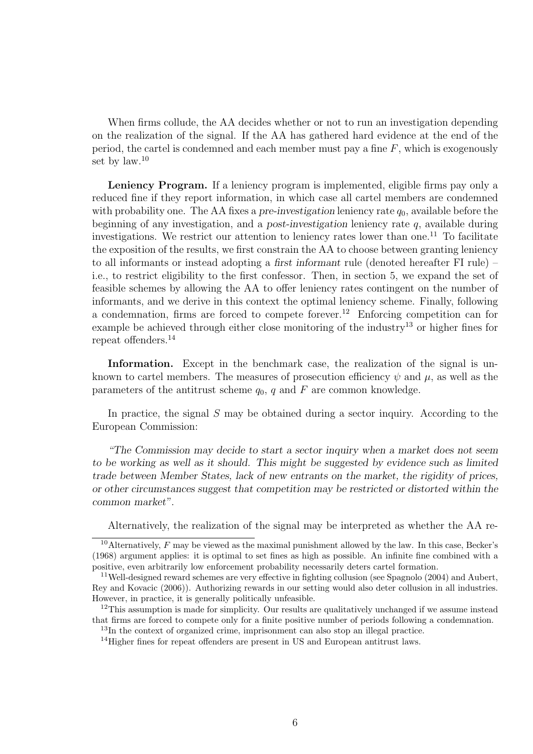When firms collude, the AA decides whether or not to run an investigation depending on the realization of the signal. If the AA has gathered hard evidence at the end of the period, the cartel is condemned and each member must pay a fine $F$, which is exogenously set by law.[10]

**Leniency Program.** If a leniency program is implemented, eligible firms pay only a reduced fine if they report information, in which case all cartel members are condemned with probability one. The AA fixes a *pre-investigation* leniency rate $q_0$, available before the beginning of any investigation, and a *post-investigation* leniency rate $q$, available during investigations. We restrict our attention to leniency rates lower than one.[11] To facilitate the exposition of the results, we first constrain the AA to choose between granting leniency to all informants or instead adopting a *first informant* rule (denoted hereafter FI rule) – i.e., to restrict eligibility to the first confessor. Then, in section 5, we expand the set of feasible schemes by allowing the AA to offer leniency rates contingent on the number of informants, and we derive in this context the optimal leniency scheme. Finally, following a condemnation, firms are forced to compete forever.[12] Enforcing competition can for example be achieved through either close monitoring of the industry[13] or higher fines for repeat offenders.[14]

**Information.** Except in the benchmark case, the realization of the signal is unknown to cartel members. The measures of prosecution efficiency $\psi$ and $\mu$, as well as the parameters of the antitrust scheme $q_0$, $q$ and $F$ are common knowledge.

In practice, the signal $S$ may be obtained during a sector inquiry. According to the European Commission:

*"The Commission may decide to start a sector inquiry when a market does not seem to be working as well as it should. This might be suggested by evidence such as limited trade between Member States, lack of new entrants on the market, the rigidity of prices, or other circumstances suggest that competition may be restricted or distorted within the common market".*

Alternatively, the realization of the signal may be interpreted as whether the AA re-

[10] Alternatively, $F$ may be viewed as the maximal punishment allowed by the law. In this case, Becker's (1968) argument applies: it is optimal to set fines as high as possible. An infinite fine combined with a positive, even arbitrarily low enforcement probability necessarily deters cartel formation.

[11] Well-designed reward schemes are very effective in fighting collusion (see Spagnolo (2004) and Aubert, Rey and Kovacic (2006)). Authorizing rewards in our setting would also deter collusion in all industries. However, in practice, it is generally politically unfeasible.

[12] This assumption is made for simplicity. Our results are qualitatively unchanged if we assume instead that firms are forced to compete only for a finite positive number of periods following a condemnation.

[13] In the context of organized crime, imprisonment can also stop an illegal practice.

[14] Higher fines for repeat offenders are present in US and European antitrust laws.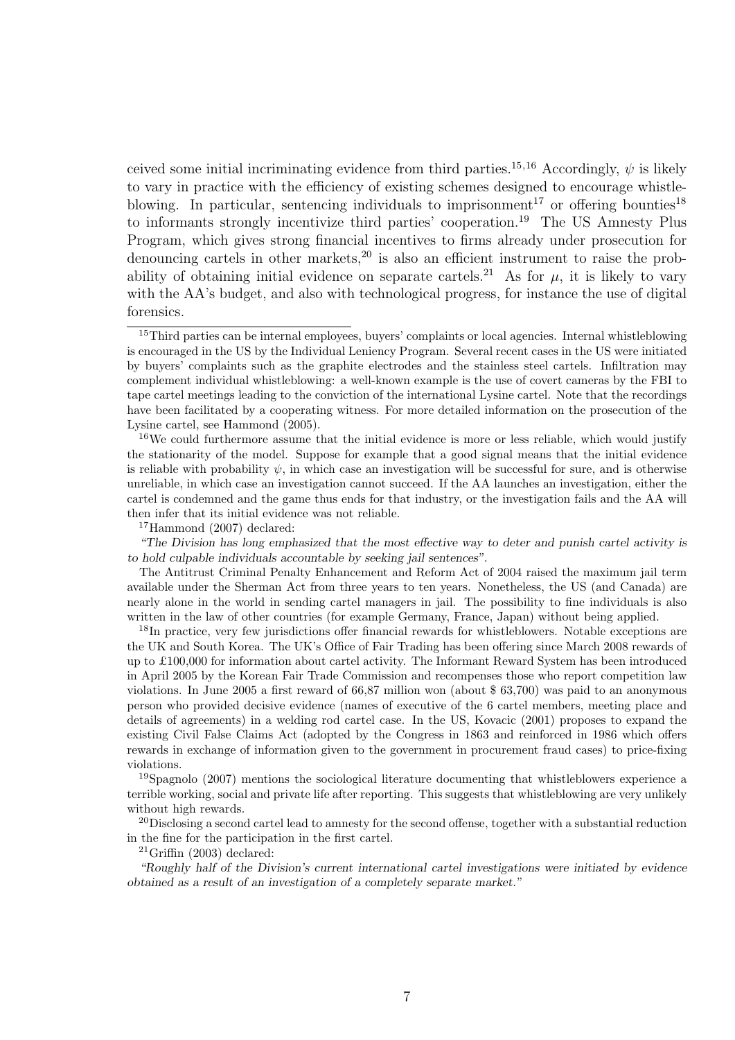ceived some initial incriminating evidence from third parties.[15,16] Accordingly, $\psi$ is likely to vary in practice with the efficiency of existing schemes designed to encourage whistleblowing. In particular, sentencing individuals to imprisonment[17] or offering bounties[18] to informants strongly incentivize third parties' cooperation.[19] The US Amnesty Plus Program, which gives strong financial incentives to firms already under prosecution for denouncing cartels in other markets,[20] is also an efficient instrument to raise the probability of obtaining initial evidence on separate cartels.[21] As for $\mu$, it is likely to vary with the AA's budget, and also with technological progress, for instance the use of digital forensics.

---

[15] Third parties can be internal employees, buyers' complaints or local agencies. Internal whistleblowing is encouraged in the US by the Individual Leniency Program. Several recent cases in the US were initiated by buyers' complaints such as the graphite electrodes and the stainless steel cartels. Infiltration may complement individual whistleblowing: a well-known example is the use of covert cameras by the FBI to tape cartel meetings leading to the conviction of the international Lysine cartel. Note that the recordings have been facilitated by a cooperating witness. For more detailed information on the prosecution of the Lysine cartel, see Hammond (2005).

[16] We could furthermore assume that the initial evidence is more or less reliable, which would justify the stationarity of the model. Suppose for example that a good signal means that the initial evidence is reliable with probability $\psi$, in which case an investigation will be successful for sure, and is otherwise unreliable, in which case an investigation cannot succeed. If the AA launches an investigation, either the cartel is condemned and the game thus ends for that industry, or the investigation fails and the AA will then infer that its initial evidence was not reliable.

[17] Hammond (2007) declared:

*"The Division has long emphasized that the most effective way to deter and punish cartel activity is to hold culpable individuals accountable by seeking jail sentences".*

The Antitrust Criminal Penalty Enhancement and Reform Act of 2004 raised the maximum jail term available under the Sherman Act from three years to ten years. Nonetheless, the US (and Canada) are nearly alone in the world in sending cartel managers in jail. The possibility to fine individuals is also written in the law of other countries (for example Germany, France, Japan) without being applied.

[18] In practice, very few jurisdictions offer financial rewards for whistleblowers. Notable exceptions are the UK and South Korea. The UK's Office of Fair Trading has been offering since March 2008 rewards of up to £100,000 for information about cartel activity. The Informant Reward System has been introduced in April 2005 by the Korean Fair Trade Commission and recompenses those who report competition law violations. In June 2005 a first reward of 66,87 million won (about $ 63,700) was paid to an anonymous person who provided decisive evidence (names of executive of the 6 cartel members, meeting place and details of agreements) in a welding rod cartel case. In the US, Kovacic (2001) proposes to expand the existing Civil False Claims Act (adopted by the Congress in 1863 and reinforced in 1986 which offers rewards in exchange of information given to the government in procurement fraud cases) to price-fixing violations.

[19] Spagnolo (2007) mentions the sociological literature documenting that whistleblowers experience a terrible working, social and private life after reporting. This suggests that whistleblowing are very unlikely without high rewards.

[20] Disclosing a second cartel lead to amnesty for the second offense, together with a substantial reduction in the fine for the participation in the first cartel.

[21] Griffin (2003) declared:

*"Roughly half of the Division's current international cartel investigations were initiated by evidence obtained as a result of an investigation of a completely separate market."*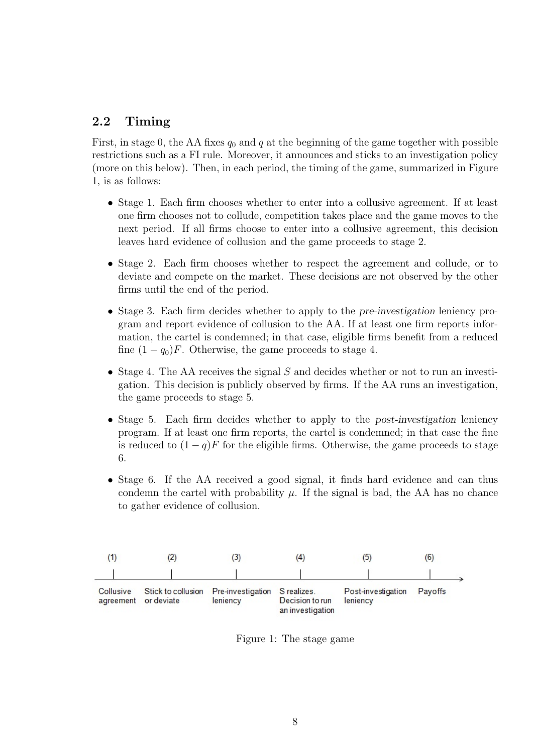## 2.2 Timing

First, in stage 0, the AA fixes $q_0$ and $q$ at the beginning of the game together with possible restrictions such as a FI rule. Moreover, it announces and sticks to an investigation policy (more on this below). Then, in each period, the timing of the game, summarized in Figure 1, is as follows:

- Stage 1. Each firm chooses whether to enter into a collusive agreement. If at least one firm chooses not to collude, competition takes place and the game moves to the next period. If all firms choose to enter into a collusive agreement, this decision leaves hard evidence of collusion and the game proceeds to stage 2.
- Stage 2. Each firm chooses whether to respect the agreement and collude, or to deviate and compete on the market. These decisions are not observed by the other firms until the end of the period.
- Stage 3. Each firm decides whether to apply to the *pre-investigation* leniency program and report evidence of collusion to the AA. If at least one firm reports information, the cartel is condemned; in that case, eligible firms benefit from a reduced fine $(1 - q_0)F$. Otherwise, the game proceeds to stage 4.
- Stage 4. The AA receives the signal $S$ and decides whether or not to run an investigation. This decision is publicly observed by firms. If the AA runs an investigation, the game proceeds to stage 5.
- Stage 5. Each firm decides whether to apply to the *post-investigation* leniency program. If at least one firm reports, the cartel is condemned; in that case the fine is reduced to $(1 - q)F$ for the eligible firms. Otherwise, the game proceeds to stage 6.
- Stage 6. If the AA received a good signal, it finds hard evidence and can thus condemn the cartel with probability $\mu$. If the signal is bad, the AA has no chance to gather evidence of collusion.

(1) Collusive agreement — (2) Stick to collusion or deviate — (3) Pre-investigation leniency — (4) S realizes. Decision to run an investigation — (5) Post-investigation leniency — (6) Payoffs

Figure 1: The stage game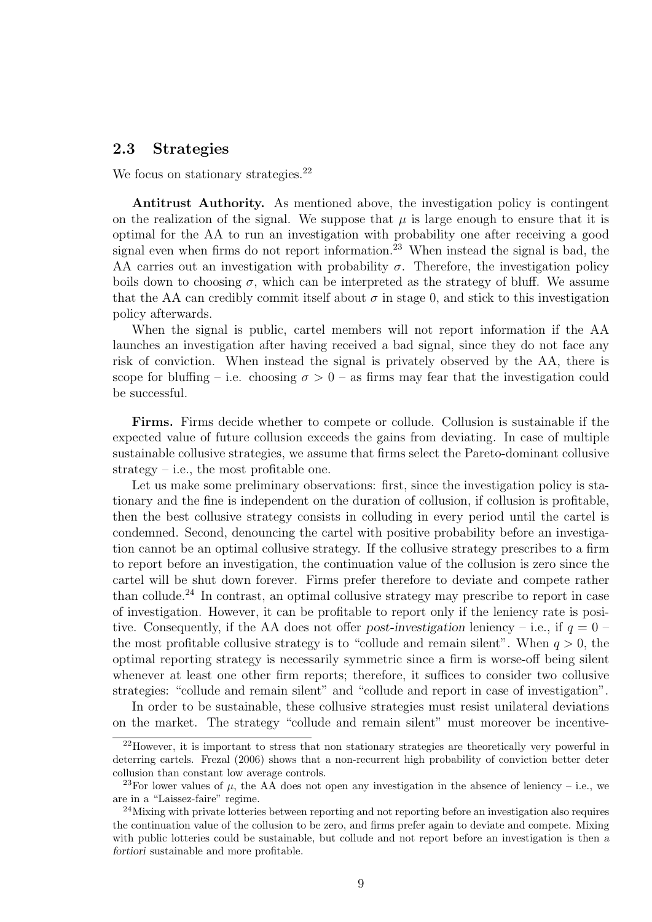## 2.3 Strategies

We focus on stationary strategies.[22]

**Antitrust Authority.** As mentioned above, the investigation policy is contingent on the realization of the signal. We suppose that $\mu$ is large enough to ensure that it is optimal for the AA to run an investigation with probability one after receiving a good signal even when firms do not report information.[23] When instead the signal is bad, the AA carries out an investigation with probability $\sigma$. Therefore, the investigation policy boils down to choosing $\sigma$, which can be interpreted as the strategy of bluff. We assume that the AA can credibly commit itself about $\sigma$ in stage 0, and stick to this investigation policy afterwards.

When the signal is public, cartel members will not report information if the AA launches an investigation after having received a bad signal, since they do not face any risk of conviction. When instead the signal is privately observed by the AA, there is scope for bluffing – i.e. choosing $\sigma > 0$ – as firms may fear that the investigation could be successful.

**Firms.** Firms decide whether to compete or collude. Collusion is sustainable if the expected value of future collusion exceeds the gains from deviating. In case of multiple sustainable collusive strategies, we assume that firms select the Pareto-dominant collusive strategy – i.e., the most profitable one.

Let us make some preliminary observations: first, since the investigation policy is stationary and the fine is independent on the duration of collusion, if collusion is profitable, then the best collusive strategy consists in colluding in every period until the cartel is condemned. Second, denouncing the cartel with positive probability before an investigation cannot be an optimal collusive strategy. If the collusive strategy prescribes to a firm to report before an investigation, the continuation value of the collusion is zero since the cartel will be shut down forever. Firms prefer therefore to deviate and compete rather than collude.[24] In contrast, an optimal collusive strategy may prescribe to report in case of investigation. However, it can be profitable to report only if the leniency rate is positive. Consequently, if the AA does not offer *post-investigation* leniency – i.e., if $q = 0$ – the most profitable collusive strategy is to "collude and remain silent". When $q > 0$, the optimal reporting strategy is necessarily symmetric since a firm is worse-off being silent whenever at least one other firm reports; therefore, it suffices to consider two collusive strategies: "collude and remain silent" and "collude and report in case of investigation".

In order to be sustainable, these collusive strategies must resist unilateral deviations on the market. The strategy "collude and remain silent" must moreover be incentive-

---

[22] However, it is important to stress that non stationary strategies are theoretically very powerful in deterring cartels. Frezal (2006) shows that a non-recurrent high probability of conviction better deter collusion than constant low average controls.

[23] For lower values of $\mu$, the AA does not open any investigation in the absence of leniency – i.e., we are in a "Laissez-faire" regime.

[24] Mixing with private lotteries between reporting and not reporting before an investigation also requires the continuation value of the collusion to be zero, and firms prefer again to deviate and compete. Mixing with public lotteries could be sustainable, but collude and not report before an investigation is then *a fortiori* sustainable and more profitable.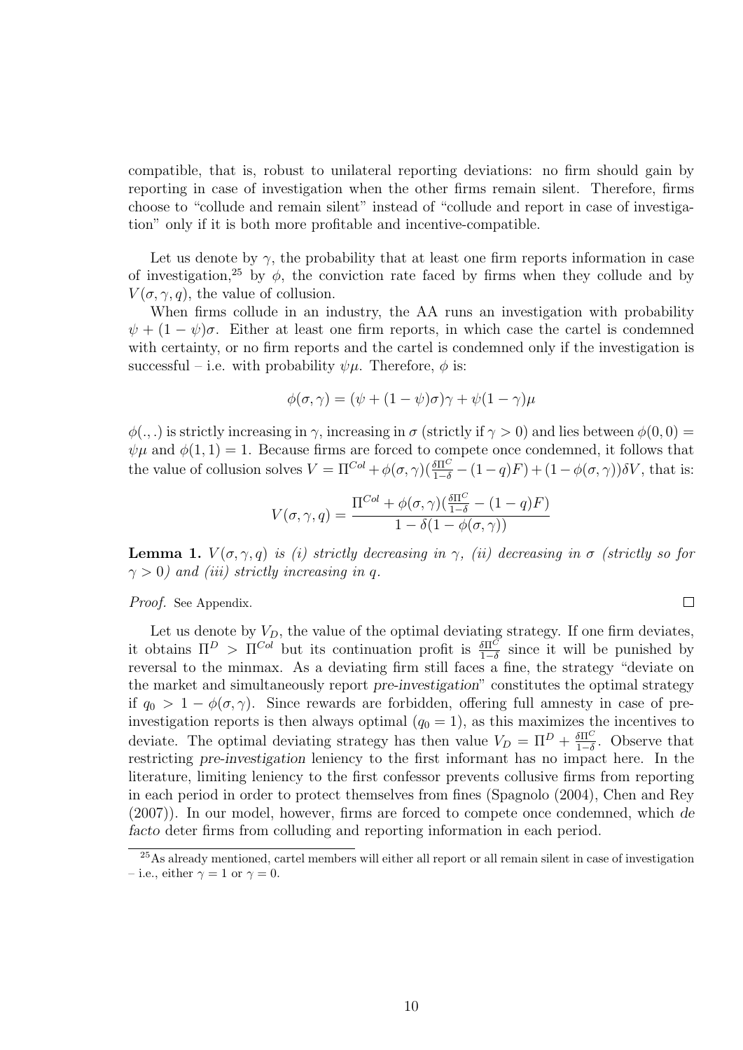compatible, that is, robust to unilateral reporting deviations: no firm should gain by reporting in case of investigation when the other firms remain silent. Therefore, firms choose to "collude and remain silent" instead of "collude and report in case of investigation" only if it is both more profitable and incentive-compatible.

Let us denote by $\gamma$, the probability that at least one firm reports information in case of investigation,[25] by $\phi$, the conviction rate faced by firms when they collude and by $V(\sigma, \gamma, q)$, the value of collusion.

When firms collude in an industry, the AA runs an investigation with probability $\psi + (1 - \psi)\sigma$. Either at least one firm reports, in which case the cartel is condemned with certainty, or no firm reports and the cartel is condemned only if the investigation is successful – i.e. with probability $\psi\mu$. Therefore, $\phi$ is:

$$\phi(\sigma, \gamma) = (\psi + (1 - \psi)\sigma)\gamma + \psi(1 - \gamma)\mu$$

$\phi(.,.)$ is strictly increasing in $\gamma$, increasing in $\sigma$ (strictly if $\gamma > 0$) and lies between $\phi(0, 0) = \psi\mu$ and $\phi(1, 1) = 1$. Because firms are forced to compete once condemned, it follows that the value of collusion solves $V = \Pi^{Col} + \phi(\sigma, \gamma)(\frac{\delta\Pi^C}{1-\delta} - (1 - q)F) + (1 - \phi(\sigma, \gamma))\delta V$, that is:

$$V(\sigma, \gamma, q) = \frac{\Pi^{Col} + \phi(\sigma, \gamma)(\frac{\delta\Pi^C}{1-\delta} - (1 - q)F)}{1 - \delta(1 - \phi(\sigma, \gamma))}$$

**Lemma 1.** *$V(\sigma, \gamma, q)$ is (i) strictly decreasing in $\gamma$, (ii) decreasing in $\sigma$ (strictly so for $\gamma > 0$) and (iii) strictly increasing in $q$.*

*Proof.* See Appendix. □

Let us denote by $V_D$, the value of the optimal deviating strategy. If one firm deviates, it obtains $\Pi^D > \Pi^{Col}$ but its continuation profit is $\frac{\delta\Pi^C}{1-\delta}$ since it will be punished by reversal to the minmax. As a deviating firm still faces a fine, the strategy "deviate on the market and simultaneously report *pre-investigation*" constitutes the optimal strategy if $q_0 > 1 - \phi(\sigma, \gamma)$. Since rewards are forbidden, offering full amnesty in case of pre-investigation reports is then always optimal ($q_0 = 1$), as this maximizes the incentives to deviate. The optimal deviating strategy has then value $V_D = \Pi^D + \frac{\delta\Pi^C}{1-\delta}$. Observe that restricting *pre-investigation* leniency to the first informant has no impact here. In the literature, limiting leniency to the first confessor prevents collusive firms from reporting in each period in order to protect themselves from fines (Spagnolo (2004), Chen and Rey (2007)). In our model, however, firms are forced to compete once condemned, which *de facto* deter firms from colluding and reporting information in each period.

[25] As already mentioned, cartel members will either all report or all remain silent in case of investigation – i.e., either $\gamma = 1$ or $\gamma = 0$.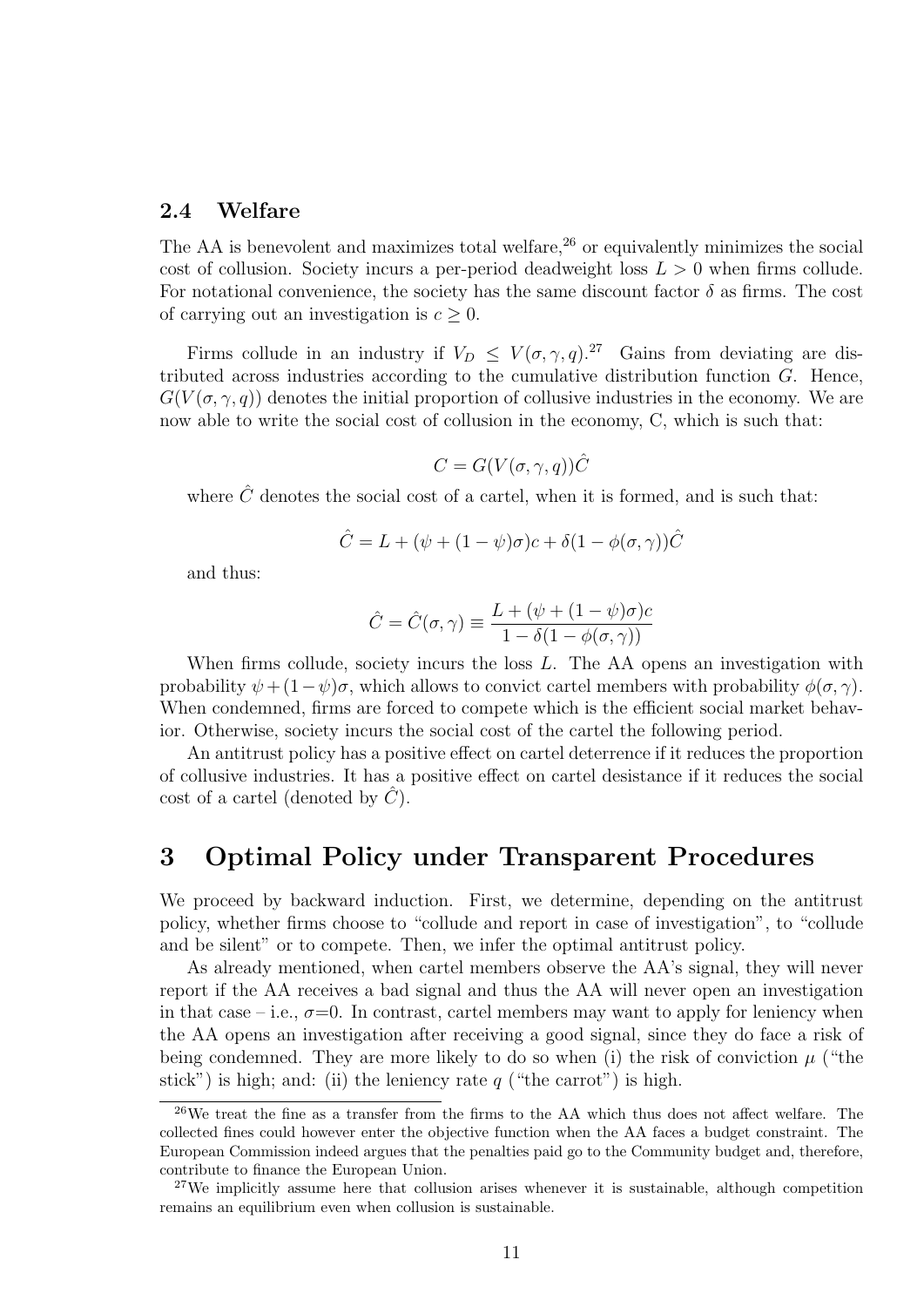### 2.4 Welfare

The AA is benevolent and maximizes total welfare,[26] or equivalently minimizes the social cost of collusion. Society incurs a per-period deadweight loss $L > 0$ when firms collude. For notational convenience, the society has the same discount factor $\delta$ as firms. The cost of carrying out an investigation is $c \geq 0$.

Firms collude in an industry if $V_D \leq V(\sigma, \gamma, q)$.[27] Gains from deviating are distributed across industries according to the cumulative distribution function $G$. Hence, $G(V(\sigma, \gamma, q))$ denotes the initial proportion of collusive industries in the economy. We are now able to write the social cost of collusion in the economy, C, which is such that:

$$C = G(V(\sigma, \gamma, q))\hat{C}$$

where $\hat{C}$ denotes the social cost of a cartel, when it is formed, and is such that:

$$\hat{C} = L + (\psi + (1 - \psi)\sigma)c + \delta(1 - \phi(\sigma, \gamma))\hat{C}$$

and thus:

$$\hat{C} = \hat{C}(\sigma, \gamma) \equiv \frac{L + (\psi + (1 - \psi)\sigma)c}{1 - \delta(1 - \phi(\sigma, \gamma))}$$

When firms collude, society incurs the loss $L$. The AA opens an investigation with probability $\psi + (1 - \psi)\sigma$, which allows to convict cartel members with probability $\phi(\sigma, \gamma)$. When condemned, firms are forced to compete which is the efficient social market behavior. Otherwise, society incurs the social cost of the cartel the following period.

An antitrust policy has a positive effect on cartel deterrence if it reduces the proportion of collusive industries. It has a positive effect on cartel desistance if it reduces the social cost of a cartel (denoted by $\hat{C}$).

# 3 Optimal Policy under Transparent Procedures

We proceed by backward induction. First, we determine, depending on the antitrust policy, whether firms choose to "collude and report in case of investigation", to "collude and be silent" or to compete. Then, we infer the optimal antitrust policy.

As already mentioned, when cartel members observe the AA's signal, they will never report if the AA receives a bad signal and thus the AA will never open an investigation in that case – i.e., $\sigma$=0. In contrast, cartel members may want to apply for leniency when the AA opens an investigation after receiving a good signal, since they do face a risk of being condemned. They are more likely to do so when (i) the risk of conviction $\mu$ ("the stick") is high; and: (ii) the leniency rate $q$ ("the carrot") is high.

[26] We treat the fine as a transfer from the firms to the AA which thus does not affect welfare. The collected fines could however enter the objective function when the AA faces a budget constraint. The European Commission indeed argues that the penalties paid go to the Community budget and, therefore, contribute to finance the European Union.

[27] We implicitly assume here that collusion arises whenever it is sustainable, although competition remains an equilibrium even when collusion is sustainable.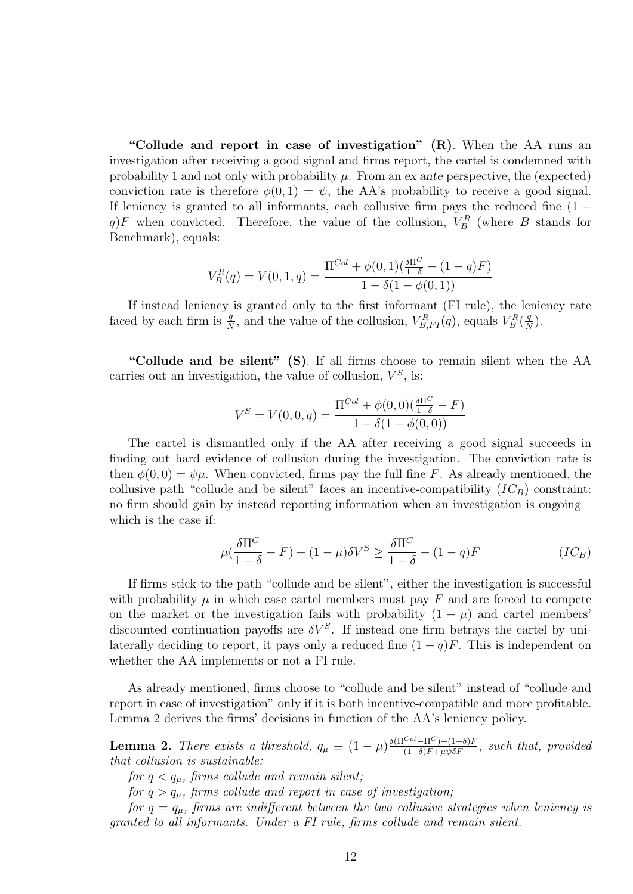**"Collude and report in case of investigation" (R)**. When the AA runs an investigation after receiving a good signal and firms report, the cartel is condemned with probability 1 and not only with probability $\mu$. From an *ex ante* perspective, the (expected) conviction rate is therefore $\phi(0,1) = \psi$, the AA's probability to receive a good signal. If leniency is granted to all informants, each collusive firm pays the reduced fine $(1-q)F$ when convicted. Therefore, the value of the collusion, $V_B^R$ (where $B$ stands for Benchmark), equals:

$$V_B^R(q) = V(0,1,q) = \frac{\Pi^{Col} + \phi(0,1)(\frac{\delta \Pi^C}{1-\delta} - (1-q)F)}{1 - \delta(1 - \phi(0,1))}$$

If instead leniency is granted only to the first informant (FI rule), the leniency rate faced by each firm is $\frac{q}{N}$, and the value of the collusion, $V_{B,FI}^R(q)$, equals $V_B^R(\frac{q}{N})$.

**"Collude and be silent" (S)**. If all firms choose to remain silent when the AA carries out an investigation, the value of collusion, $V^S$, is:

$$V^S = V(0,0,q) = \frac{\Pi^{Col} + \phi(0,0)(\frac{\delta \Pi^C}{1-\delta} - F)}{1 - \delta(1 - \phi(0,0))}$$

The cartel is dismantled only if the AA after receiving a good signal succeeds in finding out hard evidence of collusion during the investigation. The conviction rate is then $\phi(0,0) = \psi\mu$. When convicted, firms pay the full fine $F$. As already mentioned, the collusive path "collude and be silent" faces an incentive-compatibility $(IC_B)$ constraint: no firm should gain by instead reporting information when an investigation is ongoing – which is the case if:

$$\mu(\frac{\delta \Pi^C}{1-\delta} - F) + (1-\mu)\delta V^S \geq \frac{\delta \Pi^C}{1-\delta} - (1-q)F \qquad (IC_B)$$

If firms stick to the path "collude and be silent", either the investigation is successful with probability $\mu$ in which case cartel members must pay $F$ and are forced to compete on the market or the investigation fails with probability $(1-\mu)$ and cartel members' discounted continuation payoffs are $\delta V^S$. If instead one firm betrays the cartel by unilaterally deciding to report, it pays only a reduced fine $(1-q)F$. This is independent on whether the AA implements or not a FI rule.

As already mentioned, firms choose to "collude and be silent" instead of "collude and report in case of investigation" only if it is both incentive-compatible and more profitable. Lemma 2 derives the firms' decisions in function of the AA's leniency policy.

**Lemma 2.** *There exists a threshold,* $q_\mu \equiv (1-\mu)\frac{\delta(\Pi^{Col} - \Pi^C) + (1-\delta)F}{(1-\delta)F + \mu\psi\delta F}$*, such that, provided that collusion is sustainable:*

*for* $q < q_\mu$*, firms collude and remain silent;*

*for* $q > q_\mu$*, firms collude and report in case of investigation;*

*for* $q = q_\mu$*, firms are indifferent between the two collusive strategies when leniency is granted to all informants. Under a FI rule, firms collude and remain silent.*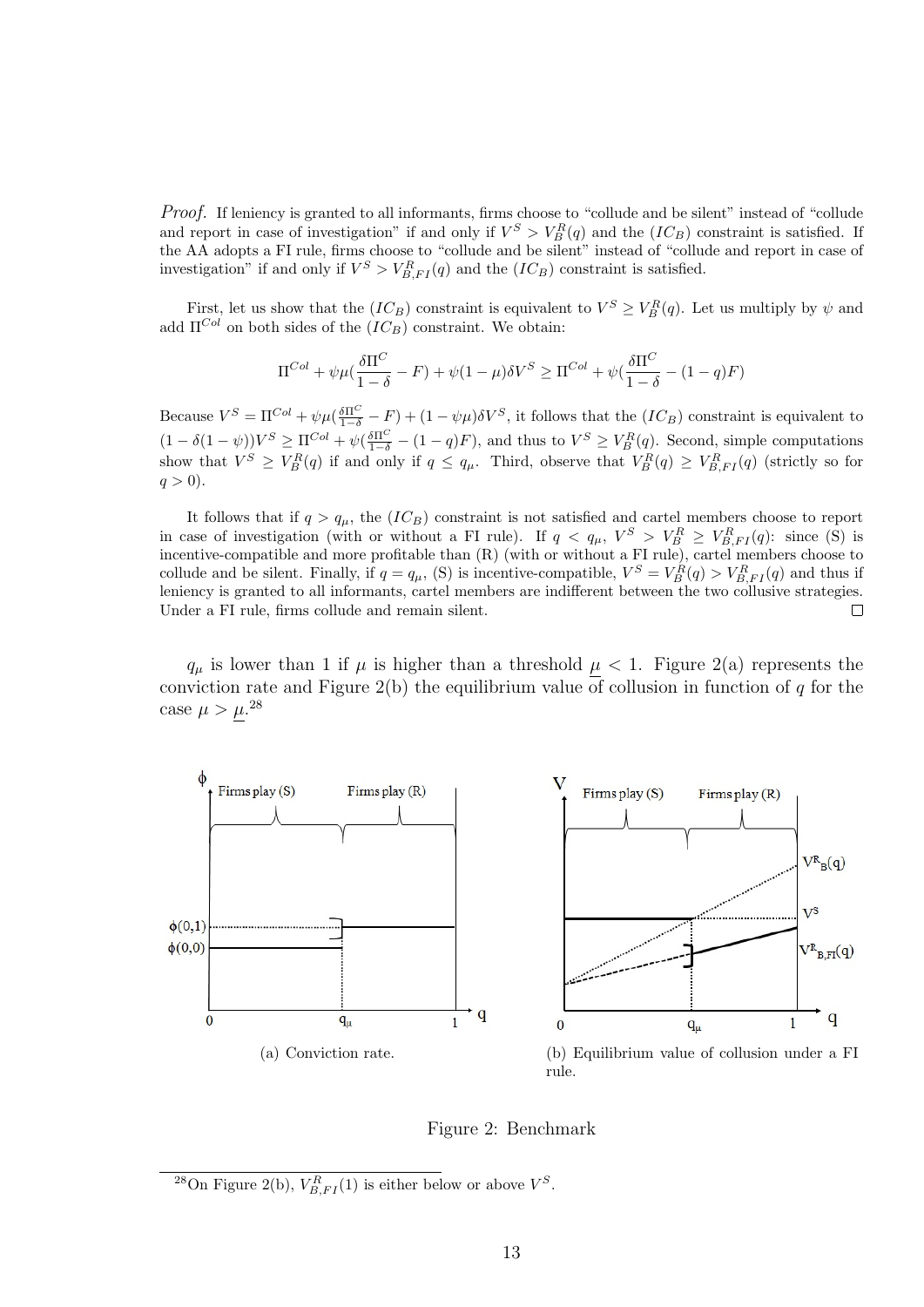*Proof.* If leniency is granted to all informants, firms choose to "collude and be silent" instead of "collude and report in case of investigation" if and only if $V^S > V^R_B(q)$ and the $(IC_B)$ constraint is satisfied. If the AA adopts a FI rule, firms choose to "collude and be silent" instead of "collude and report in case of investigation" if and only if $V^S > V^R_{B,FI}(q)$ and the $(IC_B)$ constraint is satisfied.

First, let us show that the $(IC_B)$ constraint is equivalent to $V^S \geq V^R_B(q)$. Let us multiply by $\psi$ and add $\Pi^{Col}$ on both sides of the $(IC_B)$ constraint. We obtain:

$$\Pi^{Col} + \psi\mu(\frac{\delta\Pi^C}{1-\delta} - F) + \psi(1-\mu)\delta V^S \geq \Pi^{Col} + \psi(\frac{\delta\Pi^C}{1-\delta} - (1-q)F)$$

Because $V^S = \Pi^{Col} + \psi\mu(\frac{\delta\Pi^C}{1-\delta} - F) + (1-\psi\mu)\delta V^S$, it follows that the $(IC_B)$ constraint is equivalent to $(1-\delta(1-\psi))V^S \geq \Pi^{Col} + \psi(\frac{\delta\Pi^C}{1-\delta} - (1-q)F)$, and thus to $V^S \geq V^R_B(q)$. Second, simple computations show that $V^S \geq V^R_B(q)$ if and only if $q \leq q_\mu$. Third, observe that $V^R_B(q) \geq V^R_{B,FI}(q)$ (strictly so for $q > 0$).

It follows that if $q > q_\mu$, the $(IC_B)$ constraint is not satisfied and cartel members choose to report in case of investigation (with or without a FI rule). If $q < q_\mu$, $V^S > V^R_B \geq V^R_{B,FI}(q)$: since (S) is incentive-compatible and more profitable than (R) (with or without a FI rule), cartel members choose to collude and be silent. Finally, if $q = q_\mu$, (S) is incentive-compatible, $V^S = V^R_B(q) > V^R_{B,FI}(q)$ and thus if leniency is granted to all informants, cartel members are indifferent between the two collusive strategies. Under a FI rule, firms collude and remain silent. $\square$

$q_\mu$ is lower than 1 if $\mu$ is higher than a threshold $\underline{\mu} < 1$. Figure 2(a) represents the conviction rate and Figure 2(b) the equilibrium value of collusion in function of $q$ for the case $\mu > \underline{\mu}$.[28]

(a) Conviction rate.

(b) Equilibrium value of collusion under a FI rule.

Figure 2: Benchmark

[28] On Figure 2(b), $V^R_{B,FI}(1)$ is either below or above $V^S$.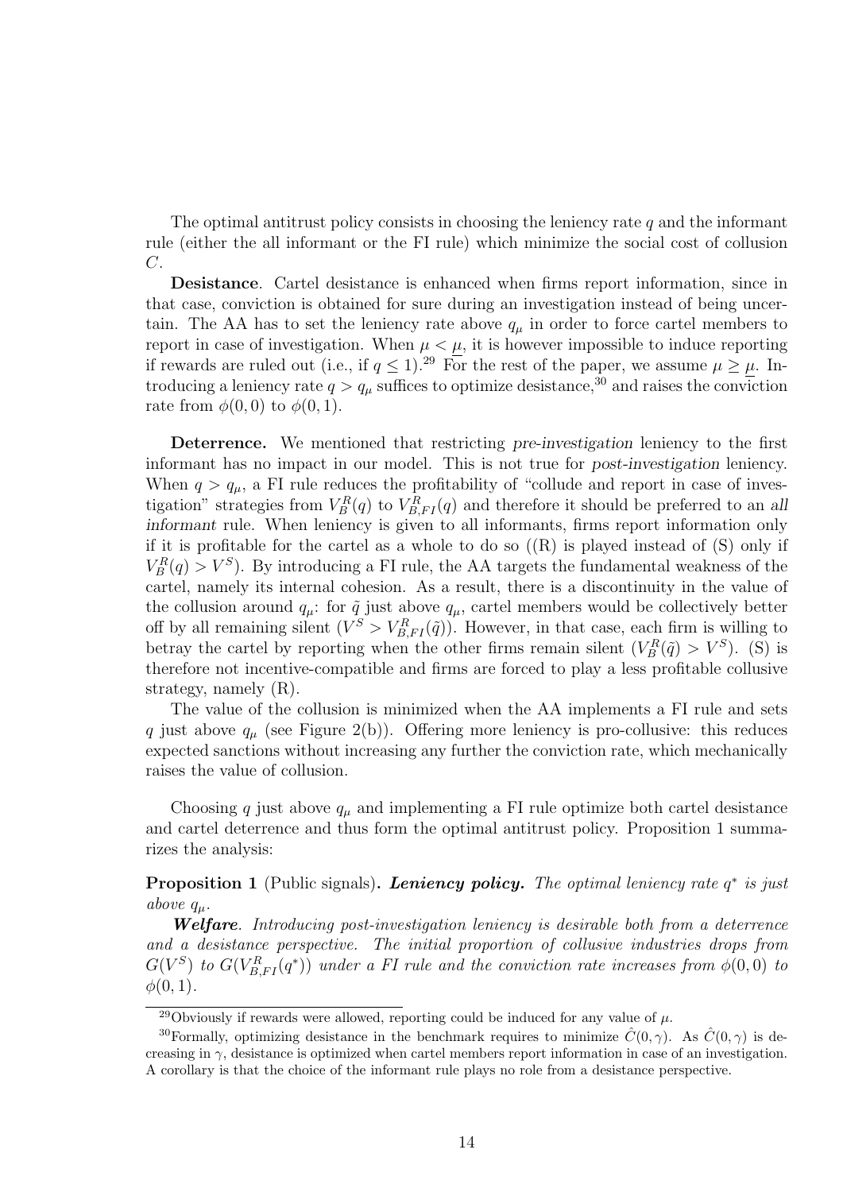The optimal antitrust policy consists in choosing the leniency rate $q$ and the informant rule (either the all informant or the FI rule) which minimize the social cost of collusion $C$.

**Desistance**. Cartel desistance is enhanced when firms report information, since in that case, conviction is obtained for sure during an investigation instead of being uncertain. The AA has to set the leniency rate above $q_\mu$ in order to force cartel members to report in case of investigation. When $\mu < \underline{\mu}$, it is however impossible to induce reporting if rewards are ruled out (i.e., if $q \leq 1$).[29] For the rest of the paper, we assume $\mu \geq \underline{\mu}$. Introducing a leniency rate $q > q_\mu$ suffices to optimize desistance,[30] and raises the conviction rate from $\phi(0, 0)$ to $\phi(0, 1)$.

**Deterrence.** We mentioned that restricting *pre-investigation* leniency to the first informant has no impact in our model. This is not true for *post-investigation* leniency. When $q > q_\mu$, a FI rule reduces the profitability of "collude and report in case of investigation" strategies from $V_B^R(q)$ to $V_{B,FI}^R(q)$ and therefore it should be preferred to an *all informant* rule. When leniency is given to all informants, firms report information only if it is profitable for the cartel as a whole to do so ((R) is played instead of (S) only if $V_B^R(q) > V^S$). By introducing a FI rule, the AA targets the fundamental weakness of the cartel, namely its internal cohesion. As a result, there is a discontinuity in the value of the collusion around $q_\mu$: for $\tilde{q}$ just above $q_\mu$, cartel members would be collectively better off by all remaining silent ($V^S > V_{B,FI}^R(\tilde{q})$). However, in that case, each firm is willing to betray the cartel by reporting when the other firms remain silent ($V_B^R(\tilde{q}) > V^S$). (S) is therefore not incentive-compatible and firms are forced to play a less profitable collusive strategy, namely (R).

The value of the collusion is minimized when the AA implements a FI rule and sets $q$ just above $q_\mu$ (see Figure 2(b)). Offering more leniency is pro-collusive: this reduces expected sanctions without increasing any further the conviction rate, which mechanically raises the value of collusion.

Choosing $q$ just above $q_\mu$ and implementing a FI rule optimize both cartel desistance and cartel deterrence and thus form the optimal antitrust policy. Proposition 1 summarizes the analysis:

**Proposition 1** (Public signals)**. *Leniency policy.*** *The optimal leniency rate $q^*$ is just above $q_\mu$.*

***Welfare****. Introducing post-investigation leniency is desirable both from a deterrence and a desistance perspective. The initial proportion of collusive industries drops from $G(V^S)$ to $G(V_{B,FI}^R(q^*))$ under a FI rule and the conviction rate increases from $\phi(0, 0)$ to $\phi(0, 1)$.*

[29] Obviously if rewards were allowed, reporting could be induced for any value of $\mu$.

[30] Formally, optimizing desistance in the benchmark requires to minimize $\hat{C}(0, \gamma)$. As $\hat{C}(0, \gamma)$ is decreasing in $\gamma$, desistance is optimized when cartel members report information in case of an investigation. A corollary is that the choice of the informant rule plays no role from a desistance perspective.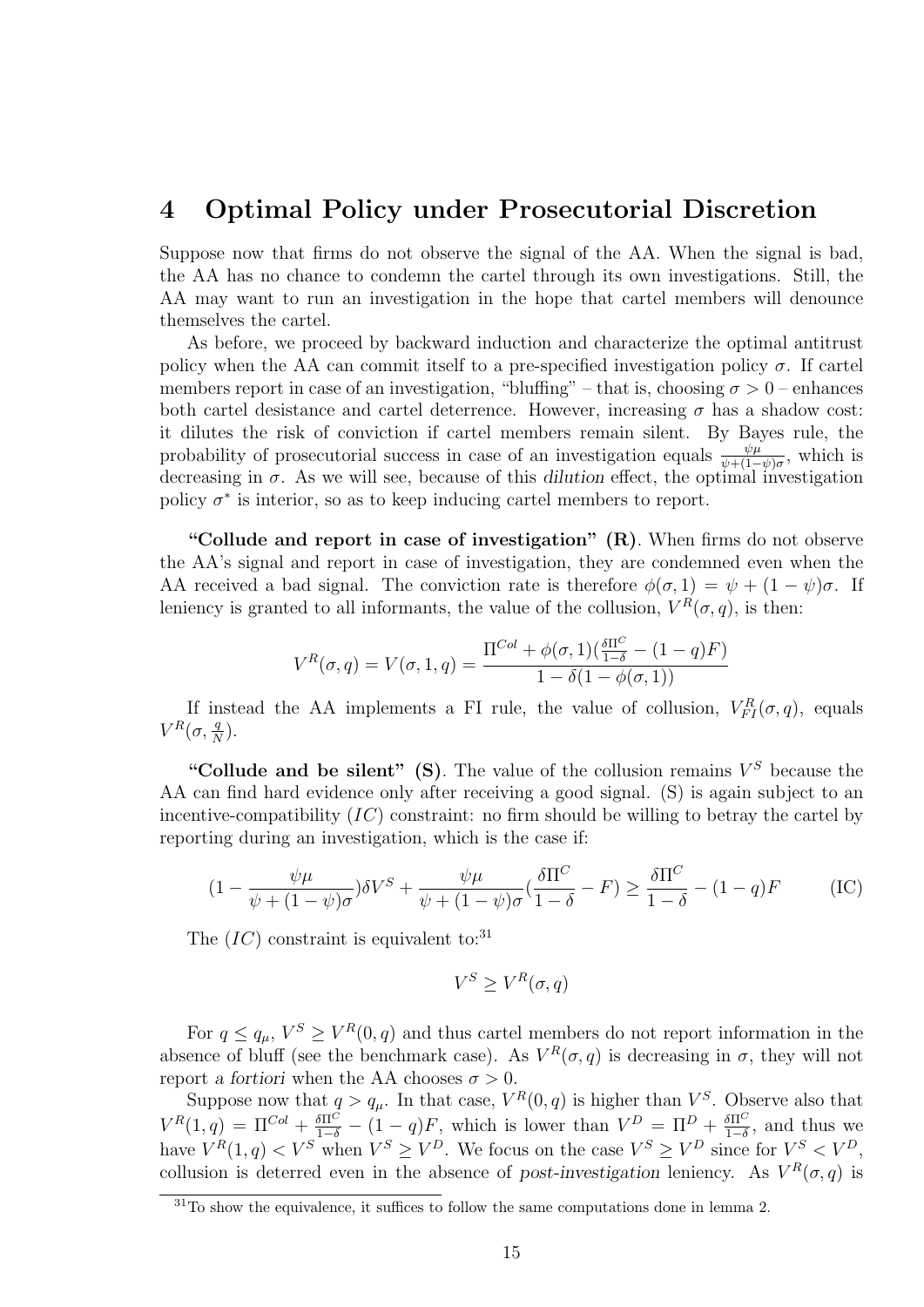# 4 Optimal Policy under Prosecutorial Discretion

Suppose now that firms do not observe the signal of the AA. When the signal is bad, the AA has no chance to condemn the cartel through its own investigations. Still, the AA may want to run an investigation in the hope that cartel members will denounce themselves the cartel.

As before, we proceed by backward induction and characterize the optimal antitrust policy when the AA can commit itself to a pre-specified investigation policy $\sigma$. If cartel members report in case of an investigation, "bluffing" – that is, choosing $\sigma > 0$ – enhances both cartel desistance and cartel deterrence. However, increasing $\sigma$ has a shadow cost: it dilutes the risk of conviction if cartel members remain silent. By Bayes rule, the probability of prosecutorial success in case of an investigation equals $\frac{\psi\mu}{\psi+(1-\psi)\sigma}$, which is decreasing in $\sigma$. As we will see, because of this *dilution* effect, the optimal investigation policy $\sigma^*$ is interior, so as to keep inducing cartel members to report.

**"Collude and report in case of investigation" (R)**. When firms do not observe the AA's signal and report in case of investigation, they are condemned even when the AA received a bad signal. The conviction rate is therefore $\phi(\sigma, 1) = \psi + (1-\psi)\sigma$. If leniency is granted to all informants, the value of the collusion, $V^R(\sigma, q)$, is then:

$$V^R(\sigma, q) = V(\sigma, 1, q) = \frac{\Pi^{Col} + \phi(\sigma, 1)(\frac{\delta\Pi^C}{1-\delta} - (1-q)F)}{1 - \delta(1 - \phi(\sigma, 1))}$$

If instead the AA implements a FI rule, the value of collusion, $V^R_{FI}(\sigma, q)$, equals $V^R(\sigma, \frac{q}{N})$.

**"Collude and be silent" (S)**. The value of the collusion remains $V^S$ because the AA can find hard evidence only after receiving a good signal. (S) is again subject to an incentive-compatibility ($IC$) constraint: no firm should be willing to betray the cartel by reporting during an investigation, which is the case if:

$$(1 - \frac{\psi\mu}{\psi + (1-\psi)\sigma})\delta V^S + \frac{\psi\mu}{\psi + (1-\psi)\sigma}(\frac{\delta\Pi^C}{1-\delta} - F) \geq \frac{\delta\Pi^C}{1-\delta} - (1-q)F \qquad \text{(IC)}$$

The ($IC$) constraint is equivalent to:[31]

$$V^S \geq V^R(\sigma, q)$$

For $q \leq q_\mu$, $V^S \geq V^R(0, q)$ and thus cartel members do not report information in the absence of bluff (see the benchmark case). As $V^R(\sigma, q)$ is decreasing in $\sigma$, they will not report *a fortiori* when the AA chooses $\sigma > 0$.

Suppose now that $q > q_\mu$. In that case, $V^R(0, q)$ is higher than $V^S$. Observe also that $V^R(1, q) = \Pi^{Col} + \frac{\delta\Pi^C}{1-\delta} - (1-q)F$, which is lower than $V^D = \Pi^D + \frac{\delta\Pi^C}{1-\delta}$, and thus we have $V^R(1, q) < V^S$ when $V^S \geq V^D$. We focus on the case $V^S \geq V^D$ since for $V^S < V^D$, collusion is deterred even in the absence of *post-investigation* leniency. As $V^R(\sigma, q)$ is

[31] To show the equivalence, it suffices to follow the same computations done in lemma 2.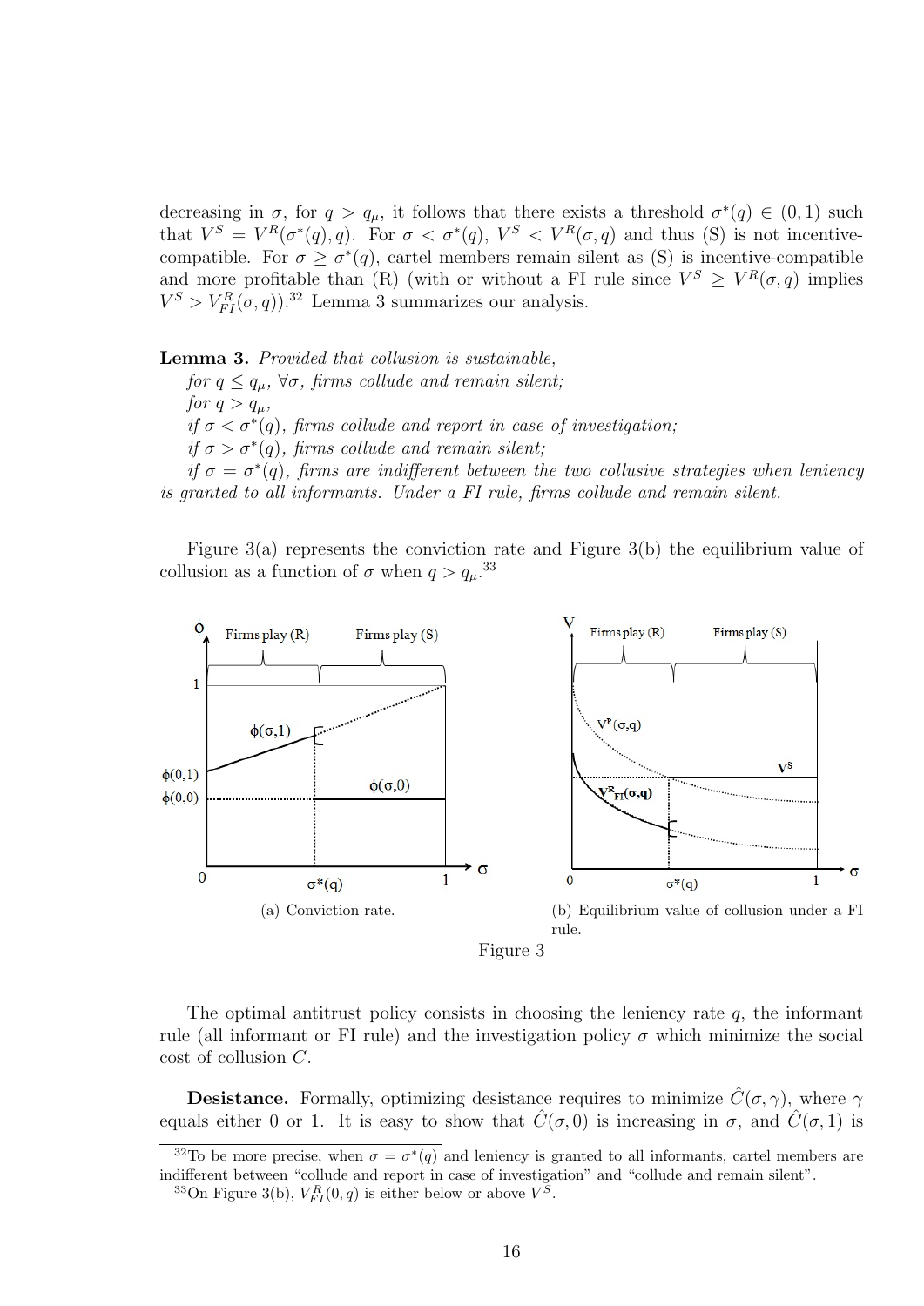decreasing in $\sigma$, for $q > q_\mu$, it follows that there exists a threshold $\sigma^*(q) \in (0,1)$ such that $V^S = V^R(\sigma^*(q), q)$. For $\sigma < \sigma^*(q)$, $V^S < V^R(\sigma, q)$ and thus (S) is not incentive-compatible. For $\sigma \geq \sigma^*(q)$, cartel members remain silent as (S) is incentive-compatible and more profitable than (R) (with or without a FI rule since $V^S \geq V^R(\sigma, q)$ implies $V^S > V^R_{FI}(\sigma, q)$).[32] Lemma 3 summarizes our analysis.

**Lemma 3.** *Provided that collusion is sustainable,*
*for $q \leq q_\mu$, $\forall \sigma$, firms collude and remain silent;*
*for $q > q_\mu$,*
*if $\sigma < \sigma^*(q)$, firms collude and report in case of investigation;*
*if $\sigma > \sigma^*(q)$, firms collude and remain silent;*
*if $\sigma = \sigma^*(q)$, firms are indifferent between the two collusive strategies when leniency is granted to all informants. Under a FI rule, firms collude and remain silent.*

Figure 3(a) represents the conviction rate and Figure 3(b) the equilibrium value of collusion as a function of $\sigma$ when $q > q_\mu$.[33]

(a) Conviction rate.

(b) Equilibrium value of collusion under a FI rule.

Figure 3

The optimal antitrust policy consists in choosing the leniency rate $q$, the informant rule (all informant or FI rule) and the investigation policy $\sigma$ which minimize the social cost of collusion $C$.

**Desistance.** Formally, optimizing desistance requires to minimize $\hat{C}(\sigma, \gamma)$, where $\gamma$ equals either 0 or 1. It is easy to show that $\hat{C}(\sigma, 0)$ is increasing in $\sigma$, and $\hat{C}(\sigma, 1)$ is

[32] To be more precise, when $\sigma = \sigma^*(q)$ and leniency is granted to all informants, cartel members are indifferent between "collude and report in case of investigation" and "collude and remain silent".

[33] On Figure 3(b), $V^R_{FI}(0, q)$ is either below or above $V^S$.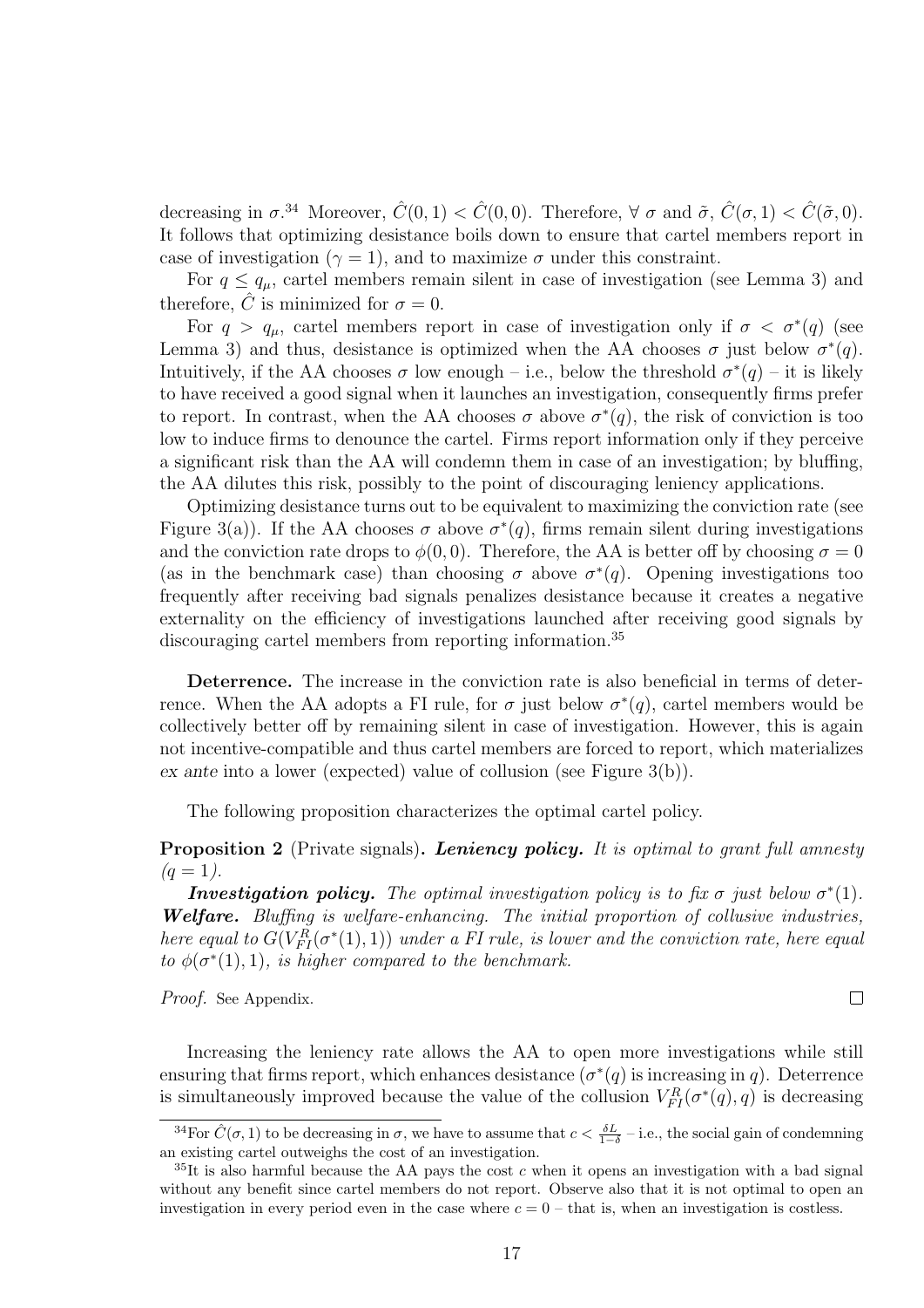decreasing in $\sigma$.[34] Moreover, $\hat{C}(0,1) < \hat{C}(0,0)$. Therefore, $\forall$ $\sigma$ and $\tilde{\sigma}$, $\hat{C}(\sigma,1) < \hat{C}(\tilde{\sigma},0)$. It follows that optimizing desistance boils down to ensure that cartel members report in case of investigation ($\gamma = 1$), and to maximize $\sigma$ under this constraint.

For $q \leq q_\mu$, cartel members remain silent in case of investigation (see Lemma 3) and therefore, $\hat{C}$ is minimized for $\sigma = 0$.

For $q > q_\mu$, cartel members report in case of investigation only if $\sigma < \sigma^*(q)$ (see Lemma 3) and thus, desistance is optimized when the AA chooses $\sigma$ just below $\sigma^*(q)$. Intuitively, if the AA chooses $\sigma$ low enough – i.e., below the threshold $\sigma^*(q)$ – it is likely to have received a good signal when it launches an investigation, consequently firms prefer to report. In contrast, when the AA chooses $\sigma$ above $\sigma^*(q)$, the risk of conviction is too low to induce firms to denounce the cartel. Firms report information only if they perceive a significant risk than the AA will condemn them in case of an investigation; by bluffing, the AA dilutes this risk, possibly to the point of discouraging leniency applications.

Optimizing desistance turns out to be equivalent to maximizing the conviction rate (see Figure 3(a)). If the AA chooses $\sigma$ above $\sigma^*(q)$, firms remain silent during investigations and the conviction rate drops to $\phi(0,0)$. Therefore, the AA is better off by choosing $\sigma = 0$ (as in the benchmark case) than choosing $\sigma$ above $\sigma^*(q)$. Opening investigations too frequently after receiving bad signals penalizes desistance because it creates a negative externality on the efficiency of investigations launched after receiving good signals by discouraging cartel members from reporting information.[35]

**Deterrence.** The increase in the conviction rate is also beneficial in terms of deterrence. When the AA adopts a FI rule, for $\sigma$ just below $\sigma^*(q)$, cartel members would be collectively better off by remaining silent in case of investigation. However, this is again not incentive-compatible and thus cartel members are forced to report, which materializes *ex ante* into a lower (expected) value of collusion (see Figure 3(b)).

The following proposition characterizes the optimal cartel policy.

**Proposition 2** (Private signals)**.** ***Leniency policy.*** *It is optimal to grant full amnesty ($q = 1$).*

***Investigation policy.*** *The optimal investigation policy is to fix $\sigma$ just below $\sigma^*(1)$.* ***Welfare.*** *Bluffing is welfare-enhancing. The initial proportion of collusive industries, here equal to $G(V^R_{FI}(\sigma^*(1),1))$ under a FI rule, is lower and the conviction rate, here equal to $\phi(\sigma^*(1),1)$, is higher compared to the benchmark.*

*Proof.* See Appendix. □

Increasing the leniency rate allows the AA to open more investigations while still ensuring that firms report, which enhances desistance ($\sigma^*(q)$ is increasing in $q$). Deterrence is simultaneously improved because the value of the collusion $V^R_{FI}(\sigma^*(q),q)$ is decreasing

---

[34] For $\hat{C}(\sigma,1)$ to be decreasing in $\sigma$, we have to assume that $c < \frac{\delta L}{1-\delta}$ – i.e., the social gain of condemning an existing cartel outweighs the cost of an investigation.

[35] It is also harmful because the AA pays the cost $c$ when it opens an investigation with a bad signal without any benefit since cartel members do not report. Observe also that it is not optimal to open an investigation in every period even in the case where $c = 0$ – that is, when an investigation is costless.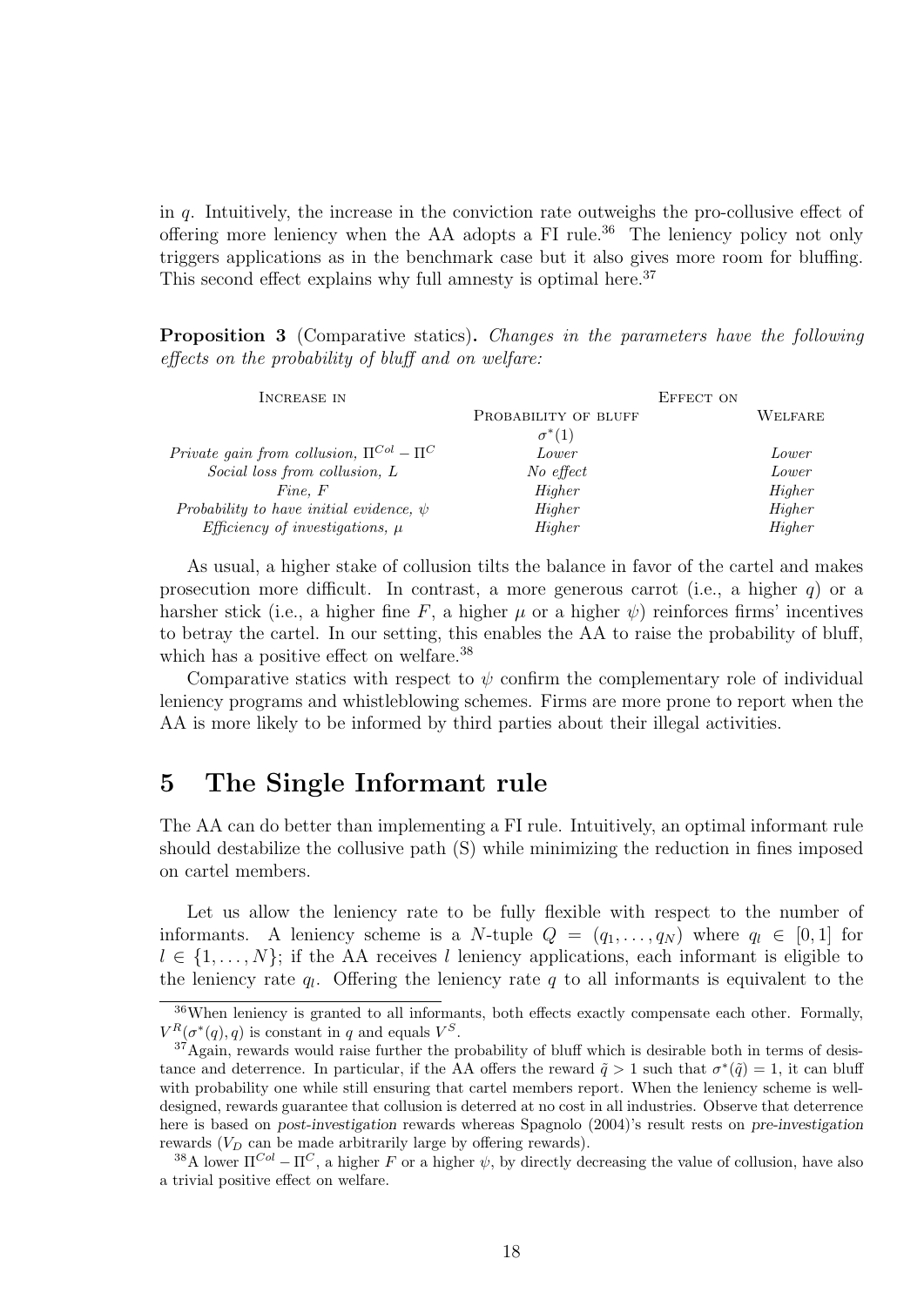in $q$. Intuitively, the increase in the conviction rate outweighs the pro-collusive effect of offering more leniency when the AA adopts a FI rule.[36] The leniency policy not only triggers applications as in the benchmark case but it also gives more room for bluffing. This second effect explains why full amnesty is optimal here.[37]

**Proposition 3** (Comparative statics)**.** *Changes in the parameters have the following effects on the probability of bluff and on welfare:*

| Increase in | Effect on | |
|---|---|---|
| | Probability of bluff $\sigma^*(1)$ | Welfare |
| *Private gain from collusion,* $\Pi^{Col} - \Pi^{C}$ | *Lower* | *Lower* |
| *Social loss from collusion,* $L$ | *No effect* | *Lower* |
| *Fine,* $F$ | *Higher* | *Higher* |
| *Probability to have initial evidence,* $\psi$ | *Higher* | *Higher* |
| *Efficiency of investigations,* $\mu$ | *Higher* | *Higher* |

As usual, a higher stake of collusion tilts the balance in favor of the cartel and makes prosecution more difficult. In contrast, a more generous carrot (i.e., a higher $q$) or a harsher stick (i.e., a higher fine $F$, a higher $\mu$ or a higher $\psi$) reinforces firms' incentives to betray the cartel. In our setting, this enables the AA to raise the probability of bluff, which has a positive effect on welfare.[38]

Comparative statics with respect to $\psi$ confirm the complementary role of individual leniency programs and whistleblowing schemes. Firms are more prone to report when the AA is more likely to be informed by third parties about their illegal activities.

# 5 The Single Informant rule

The AA can do better than implementing a FI rule. Intuitively, an optimal informant rule should destabilize the collusive path (S) while minimizing the reduction in fines imposed on cartel members.

Let us allow the leniency rate to be fully flexible with respect to the number of informants. A leniency scheme is a $N$-tuple $Q = (q_1, \ldots, q_N)$ where $q_l \in [0, 1]$ for $l \in \{1, \ldots, N\}$; if the AA receives $l$ leniency applications, each informant is eligible to the leniency rate $q_l$. Offering the leniency rate $q$ to all informants is equivalent to the

[36] When leniency is granted to all informants, both effects exactly compensate each other. Formally, $V^R(\sigma^*(q), q)$ is constant in $q$ and equals $V^S$.

[37] Again, rewards would raise further the probability of bluff which is desirable both in terms of desistance and deterrence. In particular, if the AA offers the reward $\tilde{q} > 1$ such that $\sigma^*(\tilde{q}) = 1$, it can bluff with probability one while still ensuring that cartel members report. When the leniency scheme is well-designed, rewards guarantee that collusion is deterred at no cost in all industries. Observe that deterrence here is based on *post-investigation* rewards whereas Spagnolo (2004)'s result rests on *pre-investigation* rewards ($V_D$ can be made arbitrarily large by offering rewards).

[38] A lower $\Pi^{Col} - \Pi^{C}$, a higher $F$ or a higher $\psi$, by directly decreasing the value of collusion, have also a trivial positive effect on welfare.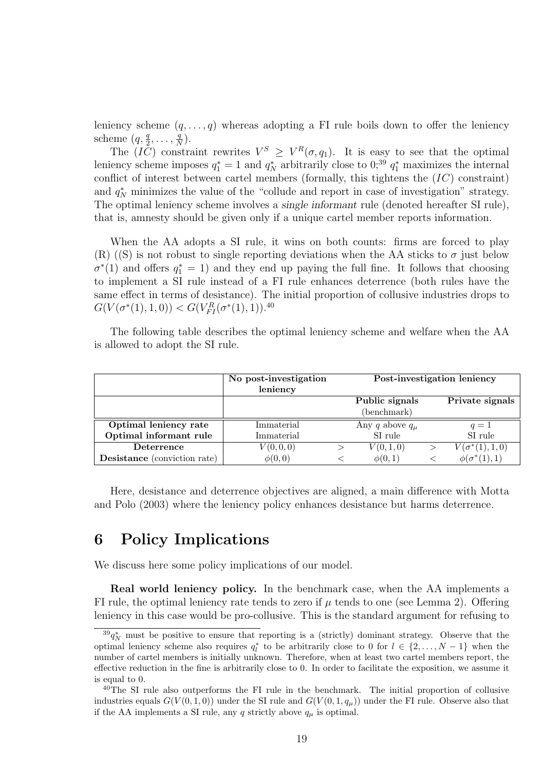leniency scheme $(q, \ldots, q)$ whereas adopting a FI rule boils down to offer the leniency scheme $(q, \frac{q}{2}, \ldots, \frac{q}{N})$.

The $(IC)$ constraint rewrites $V^S \geq V^R(\sigma, q_1)$. It is easy to see that the optimal leniency scheme imposes $q_1^* = 1$ and $q_N^*$ arbitrarily close to 0;[39] $q_1^*$ maximizes the internal conflict of interest between cartel members (formally, this tightens the $(IC)$ constraint) and $q_N^*$ minimizes the value of the "collude and report in case of investigation" strategy. The optimal leniency scheme involves a *single informant* rule (denoted hereafter SI rule), that is, amnesty should be given only if a unique cartel member reports information.

When the AA adopts a SI rule, it wins on both counts: firms are forced to play (R) ((S) is not robust to single reporting deviations when the AA sticks to $\sigma$ just below $\sigma^*(1)$ and offers $q_1^* = 1$) and they end up paying the full fine. It follows that choosing to implement a SI rule instead of a FI rule enhances deterrence (both rules have the same effect in terms of desistance). The initial proportion of collusive industries drops to $G(V(\sigma^*(1), 1, 0)) < G(V_{FI}^R(\sigma^*(1), 1))$.[40]

The following table describes the optimal leniency scheme and welfare when the AA is allowed to adopt the SI rule.

| | **No post-investigation leniency** | | **Post-investigation leniency** | | |
|---|---|---|---|---|---|
| | | | **Public signals** (benchmark) | | **Private signals** |
| **Optimal leniency rate** | Immaterial | | Any $q$ above $q_\mu$ | | $q = 1$ |
| **Optimal informant rule** | Immaterial | | SI rule | | SI rule |
| **Deterrence** | $V(0, 0, 0)$ | $>$ | $V(0, 1, 0)$ | $>$ | $V(\sigma^*(1), 1, 0)$ |
| **Desistance** (conviction rate) | $\phi(0, 0)$ | $<$ | $\phi(0, 1)$ | $<$ | $\phi(\sigma^*(1), 1)$ |

Here, desistance and deterrence objectives are aligned, a main difference with Motta and Polo (2003) where the leniency policy enhances desistance but harms deterrence.

# 6 Policy Implications

We discuss here some policy implications of our model.

**Real world leniency policy.** In the benchmark case, when the AA implements a FI rule, the optimal leniency rate tends to zero if $\mu$ tends to one (see Lemma 2). Offering leniency in this case would be pro-collusive. This is the standard argument for refusing to

[39] $q_N^*$ must be positive to ensure that reporting is a (strictly) dominant strategy. Observe that the optimal leniency scheme also requires $q_l^*$ to be arbitrarily close to 0 for $l \in \{2, \ldots, N-1\}$ when the number of cartel members is initially unknown. Therefore, when at least two cartel members report, the effective reduction in the fine is arbitrarily close to 0. In order to facilitate the exposition, we assume it is equal to 0.

[40] The SI rule also outperforms the FI rule in the benchmark. The initial proportion of collusive industries equals $G(V(0, 1, 0))$ under the SI rule and $G(V(0, 1, q_\mu))$ under the FI rule. Observe also that if the AA implements a SI rule, any $q$ strictly above $q_\mu$ is optimal.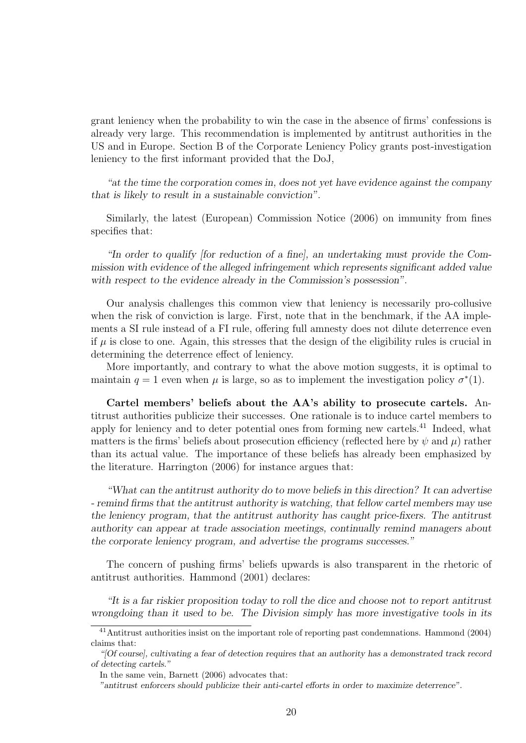grant leniency when the probability to win the case in the absence of firms' confessions is already very large. This recommendation is implemented by antitrust authorities in the US and in Europe. Section B of the Corporate Leniency Policy grants post-investigation leniency to the first informant provided that the DoJ,

*"at the time the corporation comes in, does not yet have evidence against the company that is likely to result in a sustainable conviction".*

Similarly, the latest (European) Commission Notice (2006) on immunity from fines specifies that:

*"In order to qualify [for reduction of a fine], an undertaking must provide the Commission with evidence of the alleged infringement which represents significant added value with respect to the evidence already in the Commission's possession".*

Our analysis challenges this common view that leniency is necessarily pro-collusive when the risk of conviction is large. First, note that in the benchmark, if the AA implements a SI rule instead of a FI rule, offering full amnesty does not dilute deterrence even if $\mu$ is close to one. Again, this stresses that the design of the eligibility rules is crucial in determining the deterrence effect of leniency.

More importantly, and contrary to what the above motion suggests, it is optimal to maintain $q = 1$ even when $\mu$ is large, so as to implement the investigation policy $\sigma^*(1)$.

**Cartel members' beliefs about the AA's ability to prosecute cartels.** Antitrust authorities publicize their successes. One rationale is to induce cartel members to apply for leniency and to deter potential ones from forming new cartels.[41] Indeed, what matters is the firms' beliefs about prosecution efficiency (reflected here by $\psi$ and $\mu$) rather than its actual value. The importance of these beliefs has already been emphasized by the literature. Harrington (2006) for instance argues that:

*"What can the antitrust authority do to move beliefs in this direction? It can advertise - remind firms that the antitrust authority is watching, that fellow cartel members may use the leniency program, that the antitrust authority has caught price-fixers. The antitrust authority can appear at trade association meetings, continually remind managers about the corporate leniency program, and advertise the programs successes."*

The concern of pushing firms' beliefs upwards is also transparent in the rhetoric of antitrust authorities. Hammond (2001) declares:

*"It is a far riskier proposition today to roll the dice and choose not to report antitrust wrongdoing than it used to be. The Division simply has more investigative tools in its*

---

[41] Antitrust authorities insist on the important role of reporting past condemnations. Hammond (2004) claims that:

*"[Of course], cultivating a fear of detection requires that an authority has a demonstrated track record of detecting cartels."*

In the same vein, Barnett (2006) advocates that:

*"antitrust enforcers should publicize their anti-cartel efforts in order to maximize deterrence".*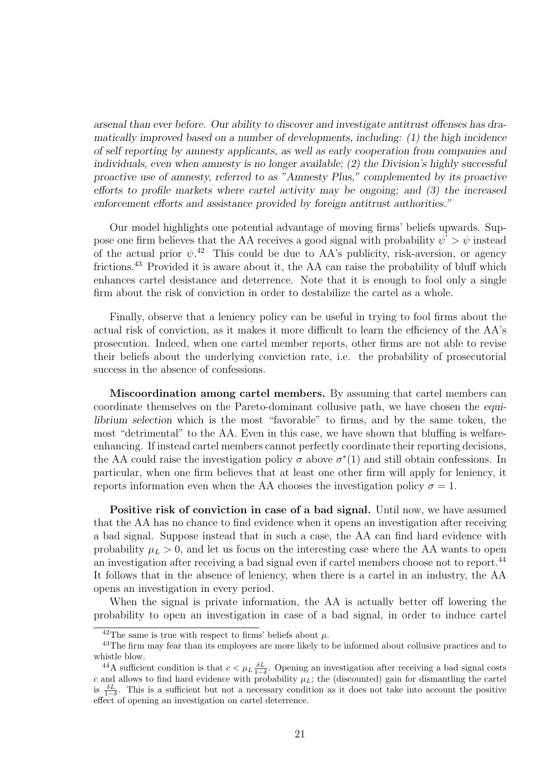*arsenal than ever before. Our ability to discover and investigate antitrust offenses has dramatically improved based on a number of developments, including: (1) the high incidence of self reporting by amnesty applicants, as well as early cooperation from companies and individuals, even when amnesty is no longer available; (2) the Division's highly successful proactive use of amnesty, referred to as "Amnesty Plus," complemented by its proactive efforts to profile markets where cartel activity may be ongoing; and (3) the increased enforcement efforts and assistance provided by foreign antitrust authorities."*

Our model highlights one potential advantage of moving firms' beliefs upwards. Suppose one firm believes that the AA receives a good signal with probability $\psi' > \psi$ instead of the actual prior $\psi$.[42] This could be due to AA's publicity, risk-aversion, or agency frictions.[43] Provided it is aware about it, the AA can raise the probability of bluff which enhances cartel desistance and deterrence. Note that it is enough to fool only a single firm about the risk of conviction in order to destabilize the cartel as a whole.

Finally, observe that a leniency policy can be useful in trying to fool firms about the actual risk of conviction, as it makes it more difficult to learn the efficiency of the AA's prosecution. Indeed, when one cartel member reports, other firms are not able to revise their beliefs about the underlying conviction rate, i.e. the probability of prosecutorial success in the absence of confessions.

**Miscoordination among cartel members.** By assuming that cartel members can coordinate themselves on the Pareto-dominant collusive path, we have chosen the *equilibrium selection* which is the most "favorable" to firms, and by the same token, the most "detrimental" to the AA. Even in this case, we have shown that bluffing is welfare-enhancing. If instead cartel members cannot perfectly coordinate their reporting decisions, the AA could raise the investigation policy $\sigma$ above $\sigma^*(1)$ and still obtain confessions. In particular, when one firm believes that at least one other firm will apply for leniency, it reports information even when the AA chooses the investigation policy $\sigma = 1$.

**Positive risk of conviction in case of a bad signal.** Until now, we have assumed that the AA has no chance to find evidence when it opens an investigation after receiving a bad signal. Suppose instead that in such a case, the AA can find hard evidence with probability $\mu_L > 0$, and let us focus on the interesting case where the AA wants to open an investigation after receiving a bad signal even if cartel members choose not to report.[44] It follows that in the absence of leniency, when there is a cartel in an industry, the AA opens an investigation in every period.

When the signal is private information, the AA is actually better off lowering the probability to open an investigation in case of a bad signal, in order to induce cartel

---

[42] The same is true with respect to firms' beliefs about $\mu$.

[43] The firm may fear than its employees are more likely to be informed about collusive practices and to whistle blow.

[44] A sufficient condition is that $c < \mu_L \frac{\delta L}{1-\delta}$. Opening an investigation after receiving a bad signal costs $c$ and allows to find hard evidence with probability $\mu_L$; the (discounted) gain for dismantling the cartel is $\frac{\delta L}{1-\delta}$. This is a sufficient but not a necessary condition as it does not take into account the positive effect of opening an investigation on cartel deterrence.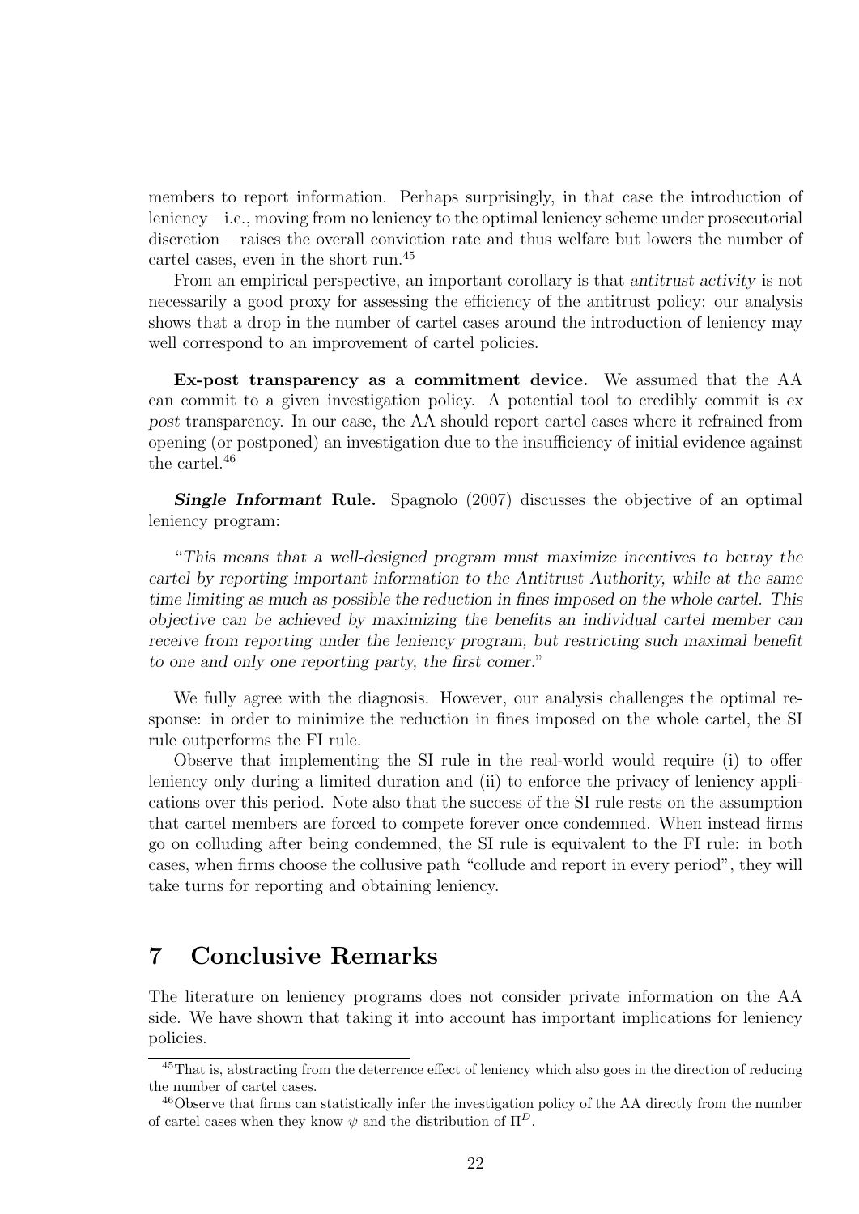members to report information. Perhaps surprisingly, in that case the introduction of leniency – i.e., moving from no leniency to the optimal leniency scheme under prosecutorial discretion – raises the overall conviction rate and thus welfare but lowers the number of cartel cases, even in the short run.[45]

From an empirical perspective, an important corollary is that *antitrust activity* is not necessarily a good proxy for assessing the efficiency of the antitrust policy: our analysis shows that a drop in the number of cartel cases around the introduction of leniency may well correspond to an improvement of cartel policies.

**Ex-post transparency as a commitment device.** We assumed that the AA can commit to a given investigation policy. A potential tool to credibly commit is *ex post* transparency. In our case, the AA should report cartel cases where it refrained from opening (or postponed) an investigation due to the insufficiency of initial evidence against the cartel.[46]

***Single Informant* Rule.** Spagnolo (2007) discusses the objective of an optimal leniency program:

"*This means that a well-designed program must maximize incentives to betray the cartel by reporting important information to the Antitrust Authority, while at the same time limiting as much as possible the reduction in fines imposed on the whole cartel. This objective can be achieved by maximizing the benefits an individual cartel member can receive from reporting under the leniency program, but restricting such maximal benefit to one and only one reporting party, the first comer.*"

We fully agree with the diagnosis. However, our analysis challenges the optimal response: in order to minimize the reduction in fines imposed on the whole cartel, the SI rule outperforms the FI rule.

Observe that implementing the SI rule in the real-world would require (i) to offer leniency only during a limited duration and (ii) to enforce the privacy of leniency applications over this period. Note also that the success of the SI rule rests on the assumption that cartel members are forced to compete forever once condemned. When instead firms go on colluding after being condemned, the SI rule is equivalent to the FI rule: in both cases, when firms choose the collusive path "collude and report in every period", they will take turns for reporting and obtaining leniency.

# 7 Conclusive Remarks

The literature on leniency programs does not consider private information on the AA side. We have shown that taking it into account has important implications for leniency policies.

---

[45] That is, abstracting from the deterrence effect of leniency which also goes in the direction of reducing the number of cartel cases.

[46] Observe that firms can statistically infer the investigation policy of the AA directly from the number of cartel cases when they know $\psi$ and the distribution of $\Pi^D$.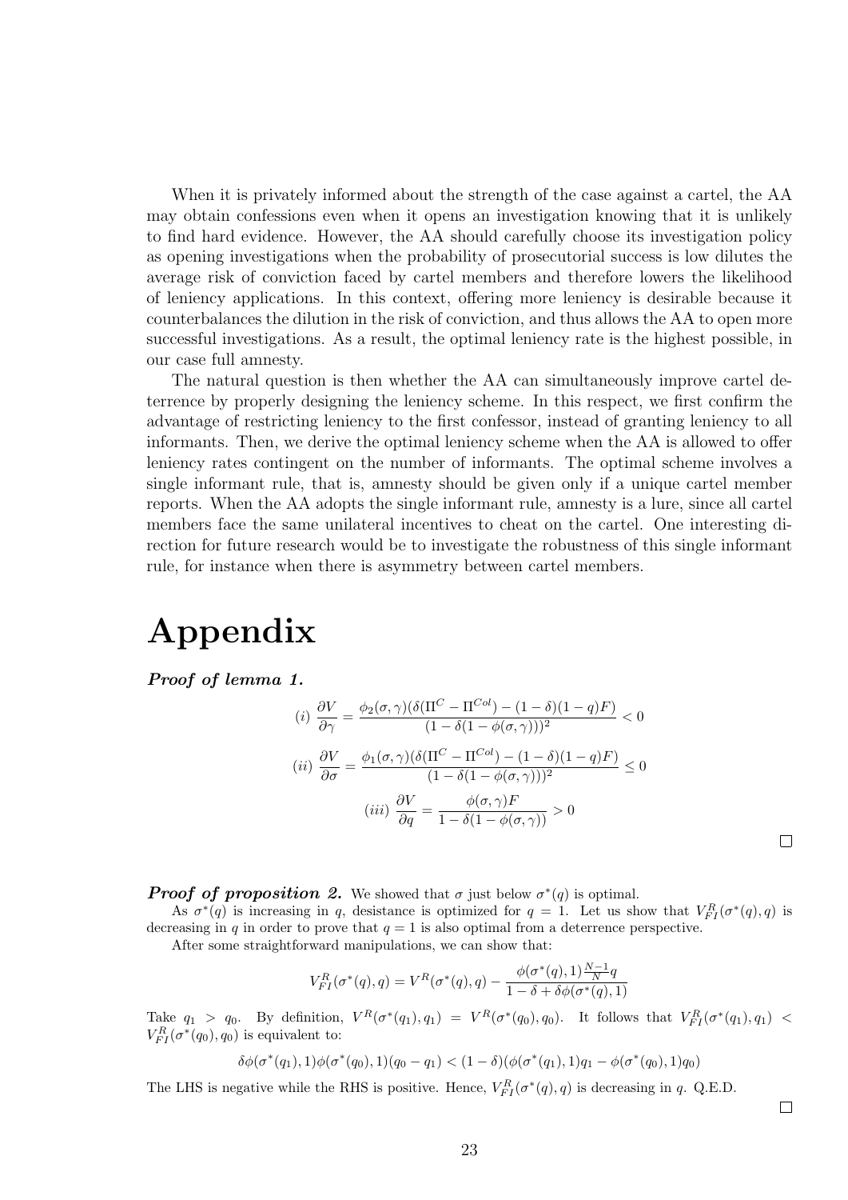When it is privately informed about the strength of the case against a cartel, the AA may obtain confessions even when it opens an investigation knowing that it is unlikely to find hard evidence. However, the AA should carefully choose its investigation policy as opening investigations when the probability of prosecutorial success is low dilutes the average risk of conviction faced by cartel members and therefore lowers the likelihood of leniency applications. In this context, offering more leniency is desirable because it counterbalances the dilution in the risk of conviction, and thus allows the AA to open more successful investigations. As a result, the optimal leniency rate is the highest possible, in our case full amnesty.

The natural question is then whether the AA can simultaneously improve cartel deterrence by properly designing the leniency scheme. In this respect, we first confirm the advantage of restricting leniency to the first confessor, instead of granting leniency to all informants. Then, we derive the optimal leniency scheme when the AA is allowed to offer leniency rates contingent on the number of informants. The optimal scheme involves a single informant rule, that is, amnesty should be given only if a unique cartel member reports. When the AA adopts the single informant rule, amnesty is a lure, since all cartel members face the same unilateral incentives to cheat on the cartel. One interesting direction for future research would be to investigate the robustness of this single informant rule, for instance when there is asymmetry between cartel members.

# Appendix

***Proof of lemma 1.***

$$(i)\ \frac{\partial V}{\partial \gamma} = \frac{\phi_2(\sigma,\gamma)(\delta(\Pi^C - \Pi^{Col}) - (1-\delta)(1-q)F)}{(1-\delta(1-\phi(\sigma,\gamma)))^2} < 0$$

$$(ii)\ \frac{\partial V}{\partial \sigma} = \frac{\phi_1(\sigma,\gamma)(\delta(\Pi^C - \Pi^{Col}) - (1-\delta)(1-q)F)}{(1-\delta(1-\phi(\sigma,\gamma)))^2} \leq 0$$

$$(iii)\ \frac{\partial V}{\partial q} = \frac{\phi(\sigma,\gamma)F}{1-\delta(1-\phi(\sigma,\gamma))} > 0$$

□

***Proof of proposition 2.*** We showed that $\sigma$ just below $\sigma^*(q)$ is optimal.

As $\sigma^*(q)$ is increasing in $q$, desistance is optimized for $q=1$. Let us show that $V^R_{FI}(\sigma^*(q),q)$ is decreasing in $q$ in order to prove that $q=1$ is also optimal from a deterrence perspective.

After some straightforward manipulations, we can show that:

$$V^R_{FI}(\sigma^*(q),q) = V^R(\sigma^*(q),q) - \frac{\phi(\sigma^*(q),1)\frac{N-1}{N}q}{1-\delta+\delta\phi(\sigma^*(q),1)}$$

Take $q_1 > q_0$. By definition, $V^R(\sigma^*(q_1),q_1) = V^R(\sigma^*(q_0),q_0)$. It follows that $V^R_{FI}(\sigma^*(q_1),q_1) < V^R_{FI}(\sigma^*(q_0),q_0)$ is equivalent to:

$$\delta\phi(\sigma^*(q_1),1)\phi(\sigma^*(q_0),1)(q_0-q_1) < (1-\delta)(\phi(\sigma^*(q_1),1)q_1 - \phi(\sigma^*(q_0),1)q_0)$$

The LHS is negative while the RHS is positive. Hence, $V^R_{FI}(\sigma^*(q),q)$ is decreasing in $q$. Q.E.D.

□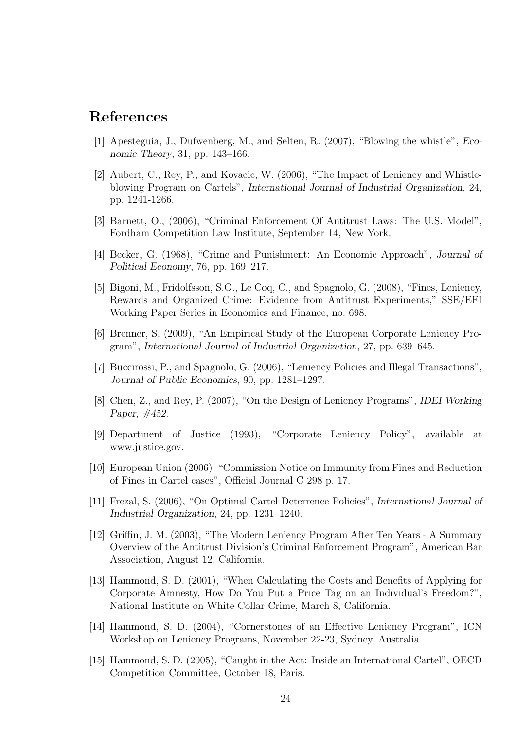## References

[1] Apesteguia, J., Dufwenberg, M., and Selten, R. (2007), "Blowing the whistle", *Economic Theory*, 31, pp. 143–166.

[2] Aubert, C., Rey, P., and Kovacic, W. (2006), "The Impact of Leniency and Whistle-blowing Program on Cartels", *International Journal of Industrial Organization*, 24, pp. 1241-1266.

[3] Barnett, O., (2006), "Criminal Enforcement Of Antitrust Laws: The U.S. Model", Fordham Competition Law Institute, September 14, New York.

[4] Becker, G. (1968), "Crime and Punishment: An Economic Approach", *Journal of Political Economy*, 76, pp. 169–217.

[5] Bigoni, M., Fridolfsson, S.O., Le Coq, C., and Spagnolo, G. (2008), "Fines, Leniency, Rewards and Organized Crime: Evidence from Antitrust Experiments," SSE/EFI Working Paper Series in Economics and Finance, no. 698.

[6] Brenner, S. (2009), "An Empirical Study of the European Corporate Leniency Program", *International Journal of Industrial Organization*, 27, pp. 639–645.

[7] Buccirossi, P., and Spagnolo, G. (2006), "Leniency Policies and Illegal Transactions", *Journal of Public Economics*, 90, pp. 1281–1297.

[8] Chen, Z., and Rey, P. (2007), "On the Design of Leniency Programs", *IDEI Working Paper, #452*.

[9] Department of Justice (1993), "Corporate Leniency Policy", available at www.justice.gov.

[10] European Union (2006), "Commission Notice on Immunity from Fines and Reduction of Fines in Cartel cases", Official Journal C 298 p. 17.

[11] Frezal, S. (2006), "On Optimal Cartel Deterrence Policies", *International Journal of Industrial Organization*, 24, pp. 1231–1240.

[12] Griffin, J. M. (2003), "The Modern Leniency Program After Ten Years - A Summary Overview of the Antitrust Division's Criminal Enforcement Program", American Bar Association, August 12, California.

[13] Hammond, S. D. (2001), "When Calculating the Costs and Benefits of Applying for Corporate Amnesty, How Do You Put a Price Tag on an Individual's Freedom?", National Institute on White Collar Crime, March 8, California.

[14] Hammond, S. D. (2004), "Cornerstones of an Effective Leniency Program", ICN Workshop on Leniency Programs, November 22-23, Sydney, Australia.

[15] Hammond, S. D. (2005), "Caught in the Act: Inside an International Cartel", OECD Competition Committee, October 18, Paris.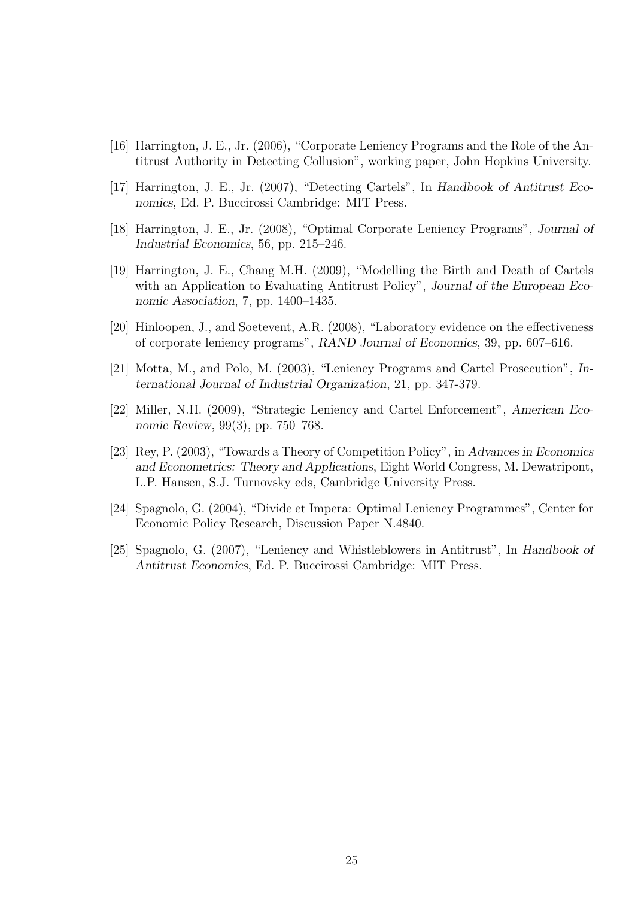[16] Harrington, J. E., Jr. (2006), "Corporate Leniency Programs and the Role of the Antitrust Authority in Detecting Collusion", working paper, John Hopkins University.

[17] Harrington, J. E., Jr. (2007), "Detecting Cartels", In *Handbook of Antitrust Economics*, Ed. P. Buccirossi Cambridge: MIT Press.

[18] Harrington, J. E., Jr. (2008), "Optimal Corporate Leniency Programs", *Journal of Industrial Economics*, 56, pp. 215–246.

[19] Harrington, J. E., Chang M.H. (2009), "Modelling the Birth and Death of Cartels with an Application to Evaluating Antitrust Policy", *Journal of the European Economic Association*, 7, pp. 1400–1435.

[20] Hinloopen, J., and Soetevent, A.R. (2008), "Laboratory evidence on the effectiveness of corporate leniency programs", *RAND Journal of Economics*, 39, pp. 607–616.

[21] Motta, M., and Polo, M. (2003), "Leniency Programs and Cartel Prosecution", *International Journal of Industrial Organization*, 21, pp. 347-379.

[22] Miller, N.H. (2009), "Strategic Leniency and Cartel Enforcement", *American Economic Review*, 99(3), pp. 750–768.

[23] Rey, P. (2003), "Towards a Theory of Competition Policy", in *Advances in Economics and Econometrics: Theory and Applications*, Eight World Congress, M. Dewatripont, L.P. Hansen, S.J. Turnovsky eds, Cambridge University Press.

[24] Spagnolo, G. (2004), "Divide et Impera: Optimal Leniency Programmes", Center for Economic Policy Research, Discussion Paper N.4840.

[25] Spagnolo, G. (2007), "Leniency and Whistleblowers in Antitrust", In *Handbook of Antitrust Economics*, Ed. P. Buccirossi Cambridge: MIT Press.